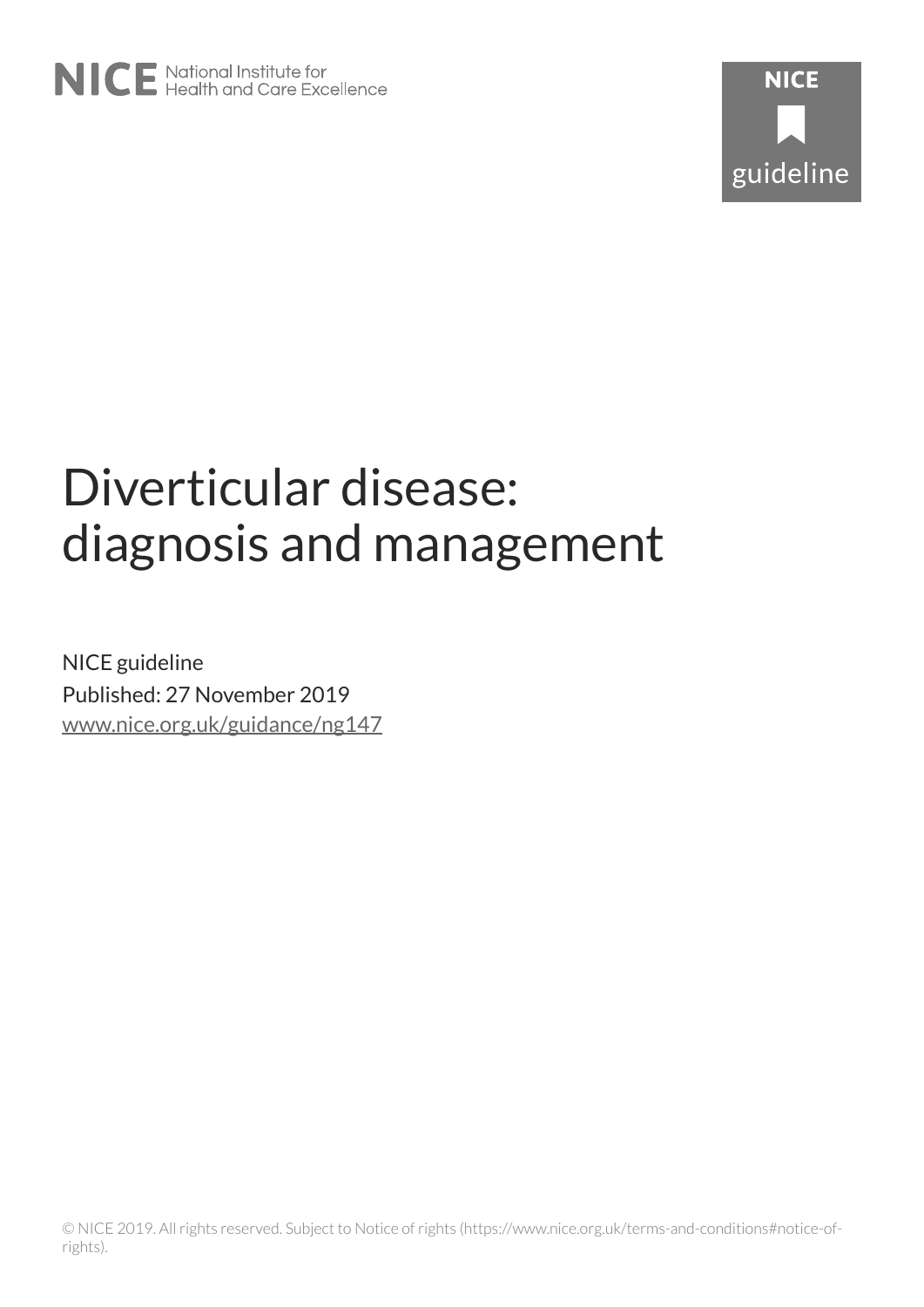NICE National Institute for Health and Care Excellence

NICE guideline

# Diverticular disease: diagnosis and management

NICE guideline

Published: 27 November 2019

www.nice.org.uk/guidance/ng147

© NICE 2019. All rights reserved. Subject to Notice of rights (https://www.nice.org.uk/terms-and-conditions#notice-of-rights).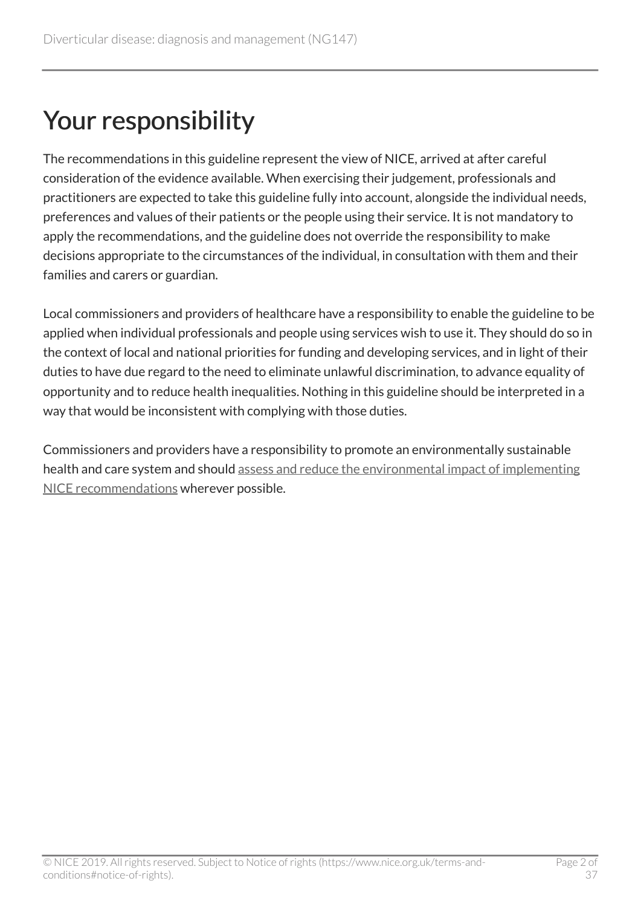# Your responsibility

The recommendations in this guideline represent the view of NICE, arrived at after careful consideration of the evidence available. When exercising their judgement, professionals and practitioners are expected to take this guideline fully into account, alongside the individual needs, preferences and values of their patients or the people using their service. It is not mandatory to apply the recommendations, and the guideline does not override the responsibility to make decisions appropriate to the circumstances of the individual, in consultation with them and their families and carers or guardian.

Local commissioners and providers of healthcare have a responsibility to enable the guideline to be applied when individual professionals and people using services wish to use it. They should do so in the context of local and national priorities for funding and developing services, and in light of their duties to have due regard to the need to eliminate unlawful discrimination, to advance equality of opportunity and to reduce health inequalities. Nothing in this guideline should be interpreted in a way that would be inconsistent with complying with those duties.

Commissioners and providers have a responsibility to promote an environmentally sustainable health and care system and should assess and reduce the environmental impact of implementing NICE recommendations wherever possible.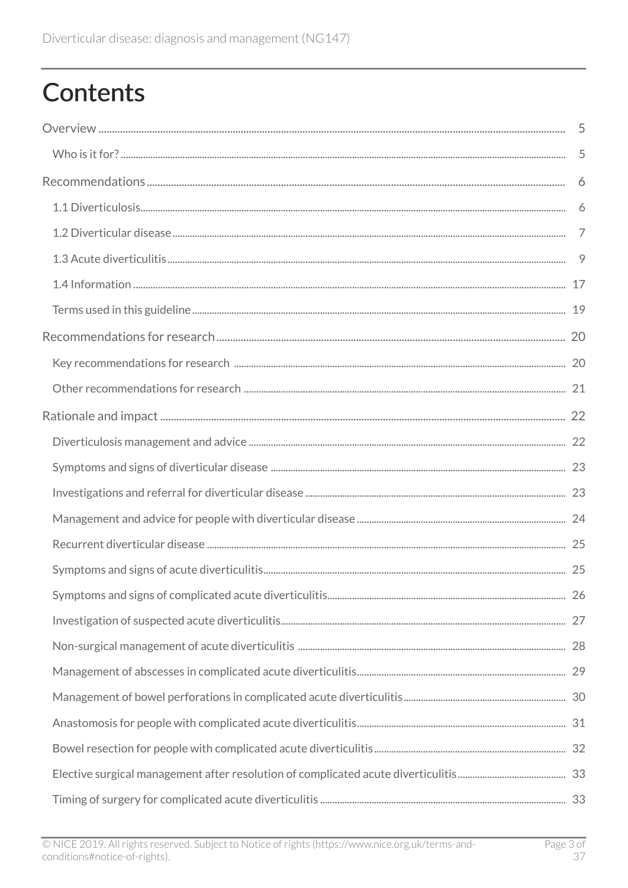# Contents

Overview ... 5

- Who is it for? ... 5

Recommendations ... 6

- 1.1 Diverticulosis ... 6
- 1.2 Diverticular disease ... 7
- 1.3 Acute diverticulitis ... 9
- 1.4 Information ... 17
- Terms used in this guideline ... 19

Recommendations for research ... 20

- Key recommendations for research ... 20
- Other recommendations for research ... 21

Rationale and impact ... 22

- Diverticulosis management and advice ... 22
- Symptoms and signs of diverticular disease ... 23
- Investigations and referral for diverticular disease ... 23
- Management and advice for people with diverticular disease ... 24
- Recurrent diverticular disease ... 25
- Symptoms and signs of acute diverticulitis ... 25
- Symptoms and signs of complicated acute diverticulitis ... 26
- Investigation of suspected acute diverticulitis ... 27
- Non-surgical management of acute diverticulitis ... 28
- Management of abscesses in complicated acute diverticulitis ... 29
- Management of bowel perforations in complicated acute diverticulitis ... 30
- Anastomosis for people with complicated acute diverticulitis ... 31
- Bowel resection for people with complicated acute diverticulitis ... 32
- Elective surgical management after resolution of complicated acute diverticulitis ... 33
- Timing of surgery for complicated acute diverticulitis ... 33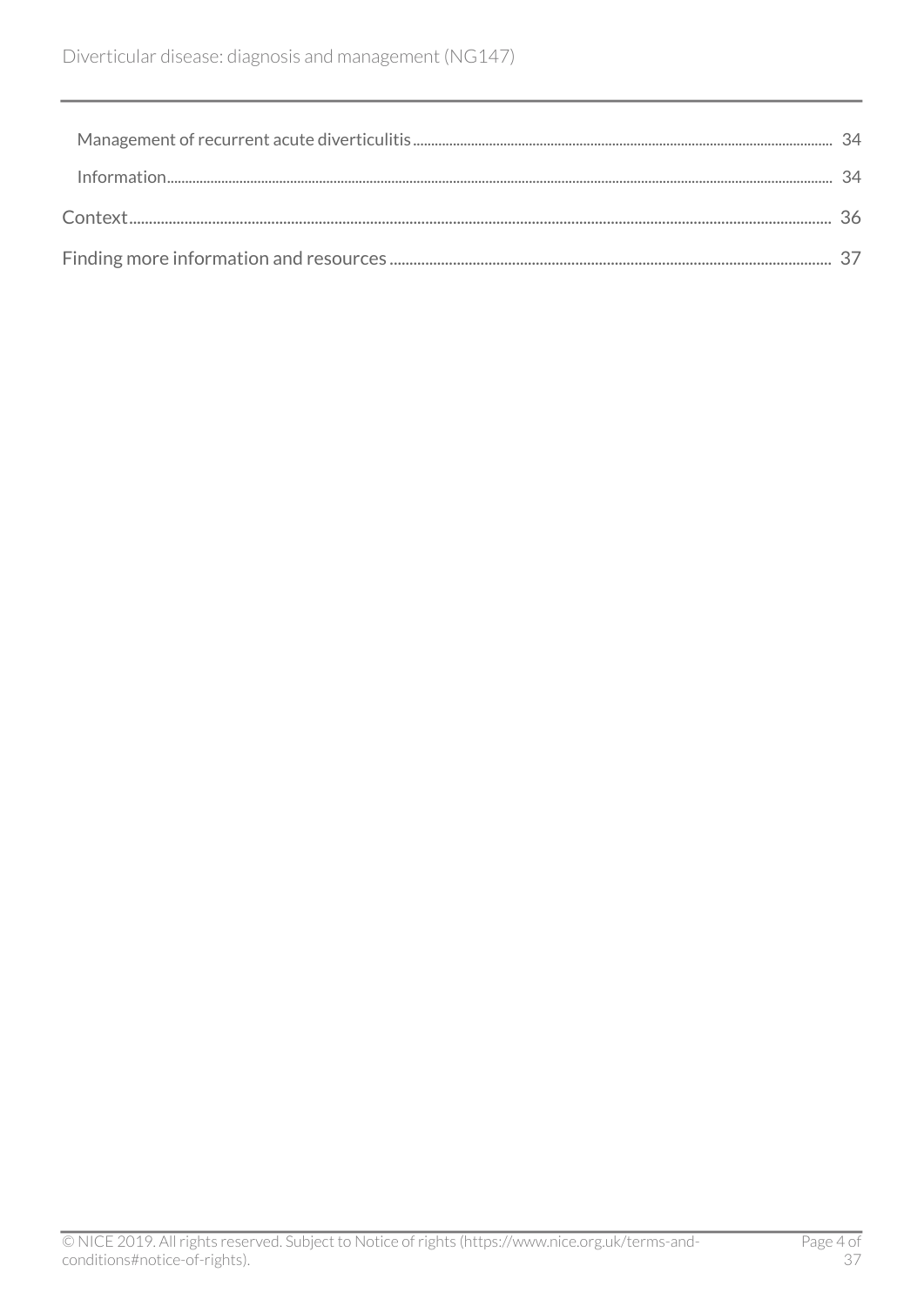Management of recurrent acute diverticulitis ........................................ 34

Information ........................................ 34

Context ........................................ 36

Finding more information and resources ........................................ 37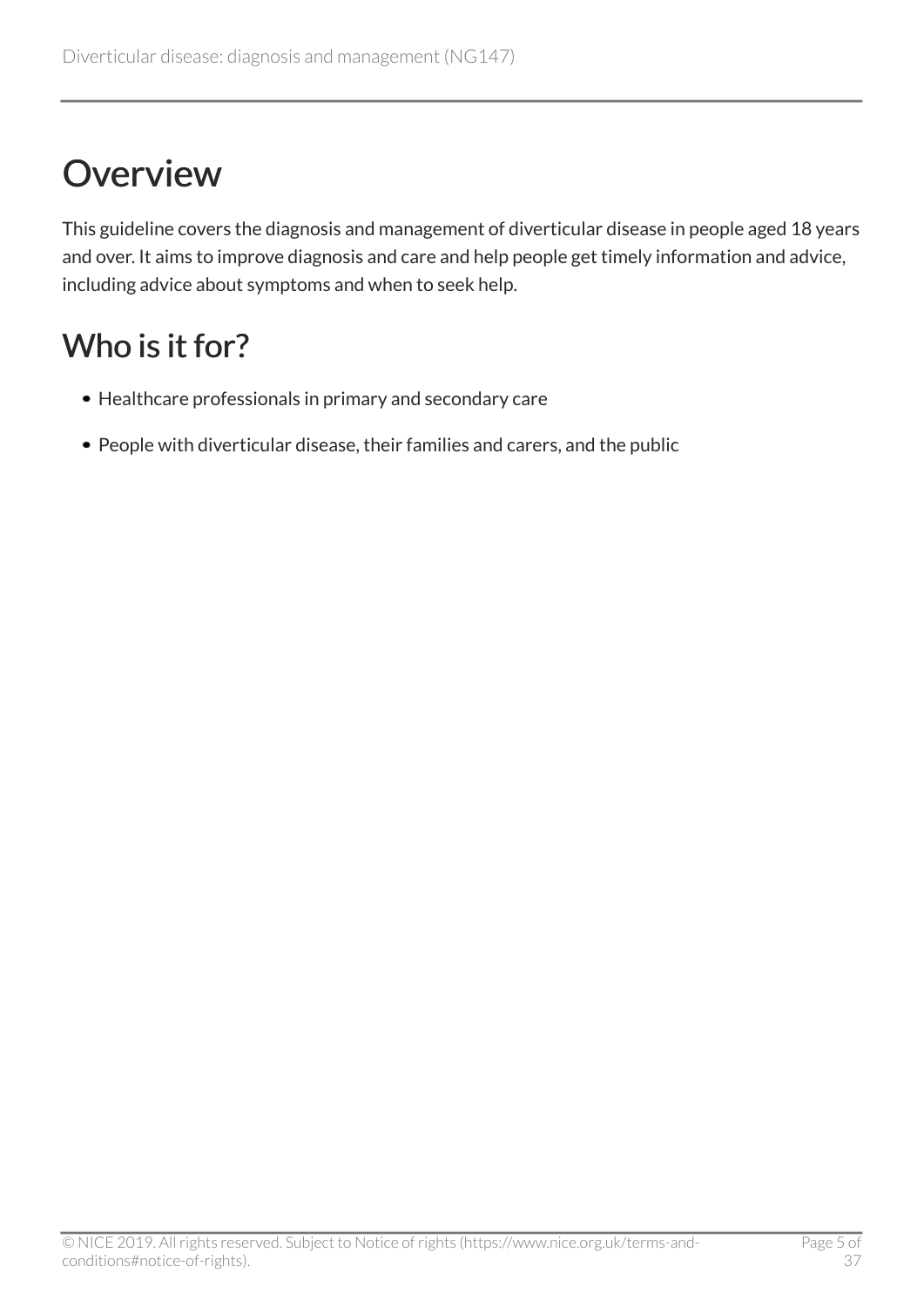# Overview

This guideline covers the diagnosis and management of diverticular disease in people aged 18 years and over. It aims to improve diagnosis and care and help people get timely information and advice, including advice about symptoms and when to seek help.

## Who is it for?

- Healthcare professionals in primary and secondary care
- People with diverticular disease, their families and carers, and the public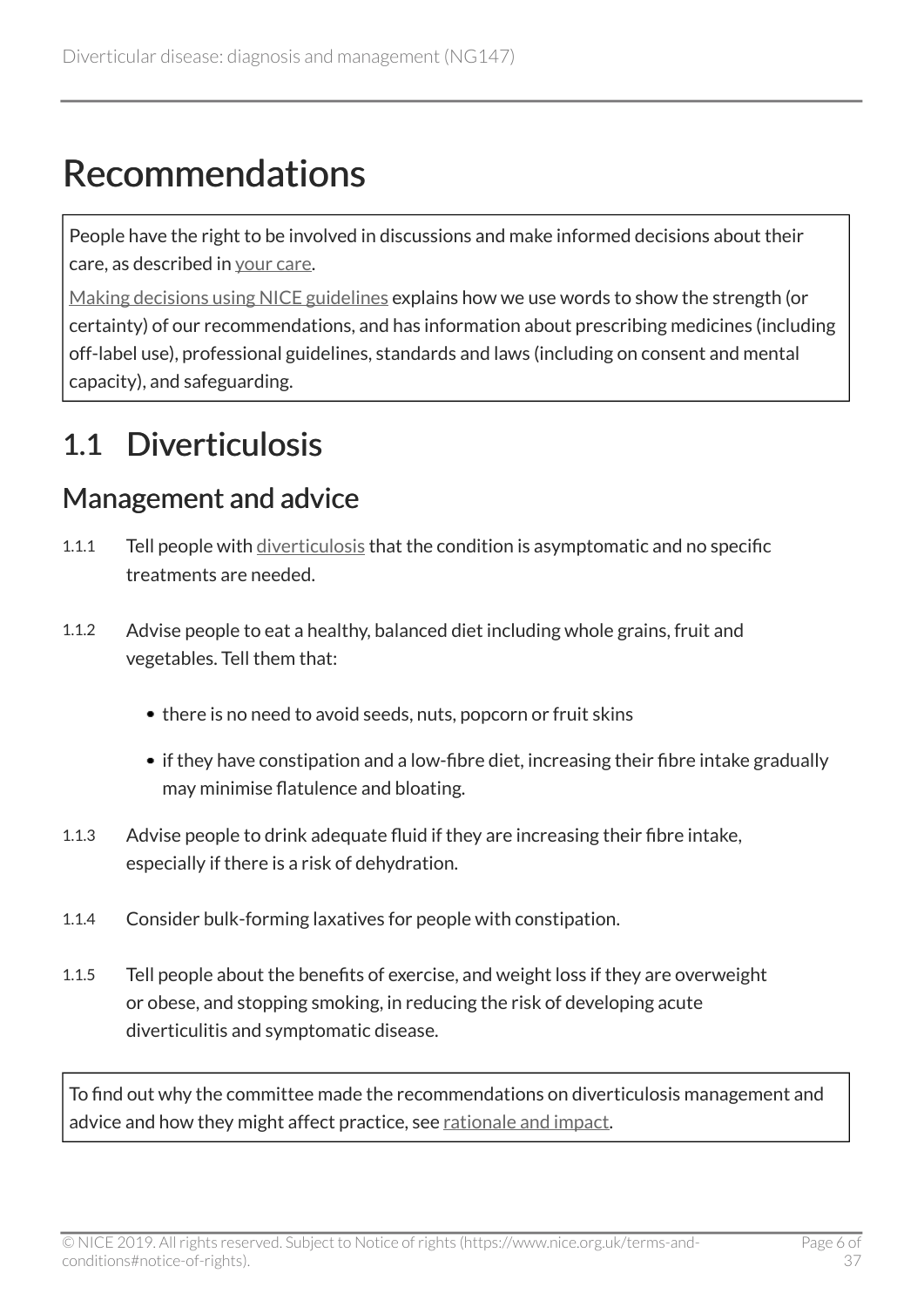# Recommendations

People have the right to be involved in discussions and make informed decisions about their care, as described in your care.

Making decisions using NICE guidelines explains how we use words to show the strength (or certainty) of our recommendations, and has information about prescribing medicines (including off-label use), professional guidelines, standards and laws (including on consent and mental capacity), and safeguarding.

## 1.1 Diverticulosis

### Management and advice

1.1.1 Tell people with diverticulosis that the condition is asymptomatic and no specific treatments are needed.

1.1.2 Advise people to eat a healthy, balanced diet including whole grains, fruit and vegetables. Tell them that:

- there is no need to avoid seeds, nuts, popcorn or fruit skins
- if they have constipation and a low-fibre diet, increasing their fibre intake gradually may minimise flatulence and bloating.

1.1.3 Advise people to drink adequate fluid if they are increasing their fibre intake, especially if there is a risk of dehydration.

1.1.4 Consider bulk-forming laxatives for people with constipation.

1.1.5 Tell people about the benefits of exercise, and weight loss if they are overweight or obese, and stopping smoking, in reducing the risk of developing acute diverticulitis and symptomatic disease.

To find out why the committee made the recommendations on diverticulosis management and advice and how they might affect practice, see rationale and impact.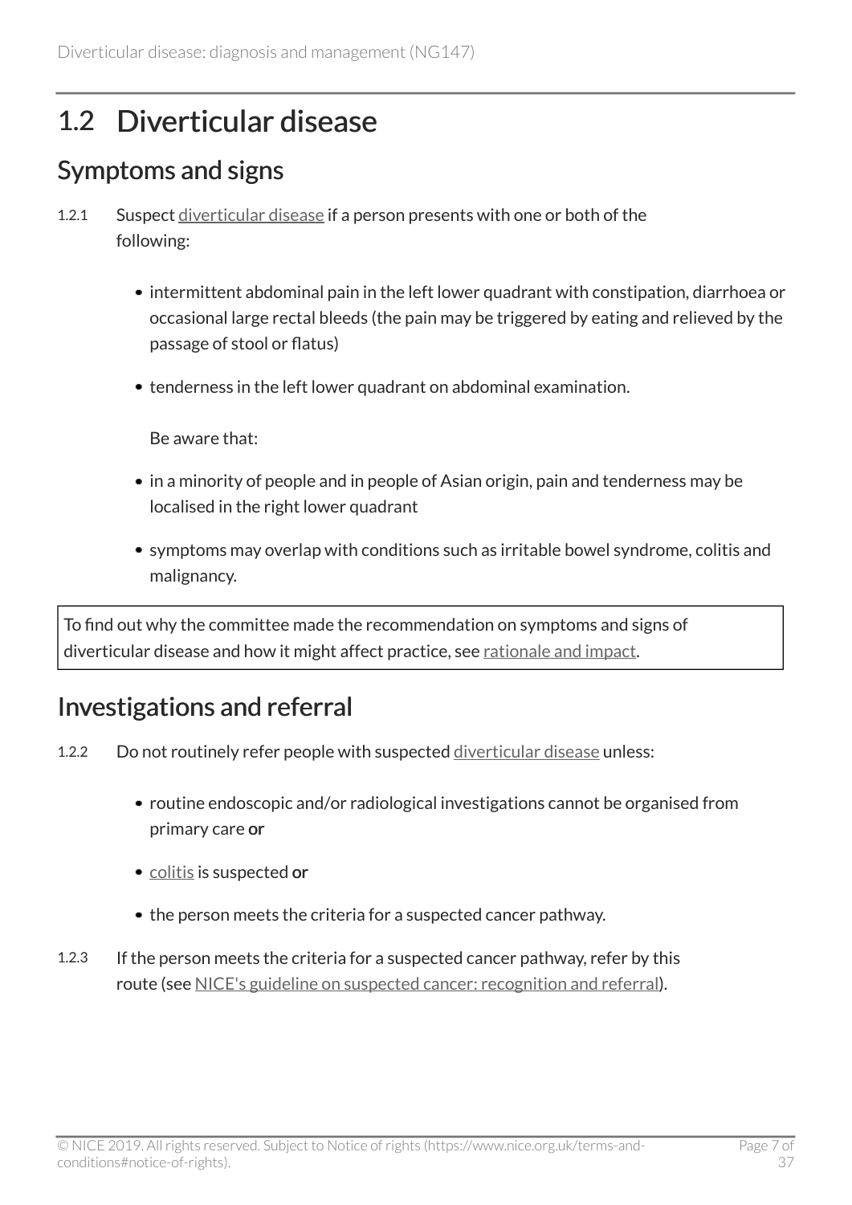## 1.2 Diverticular disease

### Symptoms and signs

1.2.1 Suspect diverticular disease if a person presents with one or both of the following:

- intermittent abdominal pain in the left lower quadrant with constipation, diarrhoea or occasional large rectal bleeds (the pain may be triggered by eating and relieved by the passage of stool or flatus)
- tenderness in the left lower quadrant on abdominal examination.

Be aware that:

- in a minority of people and in people of Asian origin, pain and tenderness may be localised in the right lower quadrant
- symptoms may overlap with conditions such as irritable bowel syndrome, colitis and malignancy.

To find out why the committee made the recommendation on symptoms and signs of diverticular disease and how it might affect practice, see rationale and impact.

### Investigations and referral

1.2.2 Do not routinely refer people with suspected diverticular disease unless:

- routine endoscopic and/or radiological investigations cannot be organised from primary care **or**
- colitis is suspected **or**
- the person meets the criteria for a suspected cancer pathway.

1.2.3 If the person meets the criteria for a suspected cancer pathway, refer by this route (see NICE's guideline on suspected cancer: recognition and referral).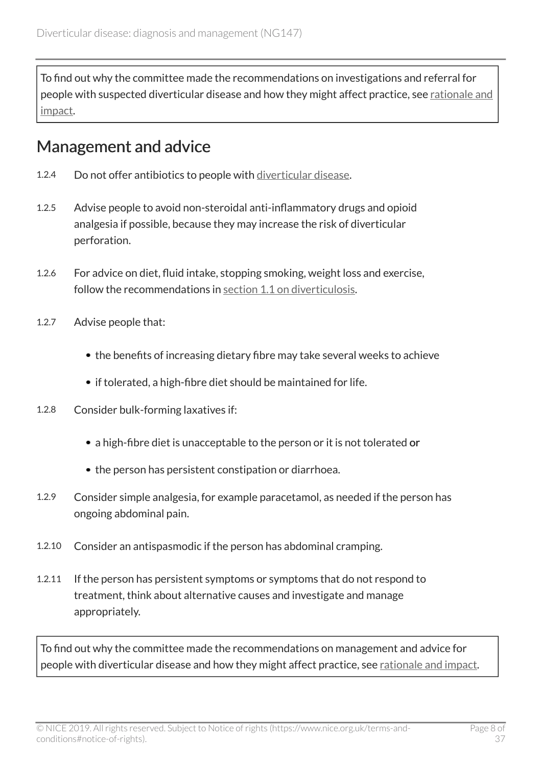To find out why the committee made the recommendations on investigations and referral for people with suspected diverticular disease and how they might affect practice, see rationale and impact.

## Management and advice

1.2.4 Do not offer antibiotics to people with diverticular disease.

1.2.5 Advise people to avoid non-steroidal anti-inflammatory drugs and opioid analgesia if possible, because they may increase the risk of diverticular perforation.

1.2.6 For advice on diet, fluid intake, stopping smoking, weight loss and exercise, follow the recommendations in section 1.1 on diverticulosis.

1.2.7 Advise people that:

- the benefits of increasing dietary fibre may take several weeks to achieve
- if tolerated, a high-fibre diet should be maintained for life.

1.2.8 Consider bulk-forming laxatives if:

- a high-fibre diet is unacceptable to the person or it is not tolerated **or**
- the person has persistent constipation or diarrhoea.

1.2.9 Consider simple analgesia, for example paracetamol, as needed if the person has ongoing abdominal pain.

1.2.10 Consider an antispasmodic if the person has abdominal cramping.

1.2.11 If the person has persistent symptoms or symptoms that do not respond to treatment, think about alternative causes and investigate and manage appropriately.

To find out why the committee made the recommendations on management and advice for people with diverticular disease and how they might affect practice, see rationale and impact.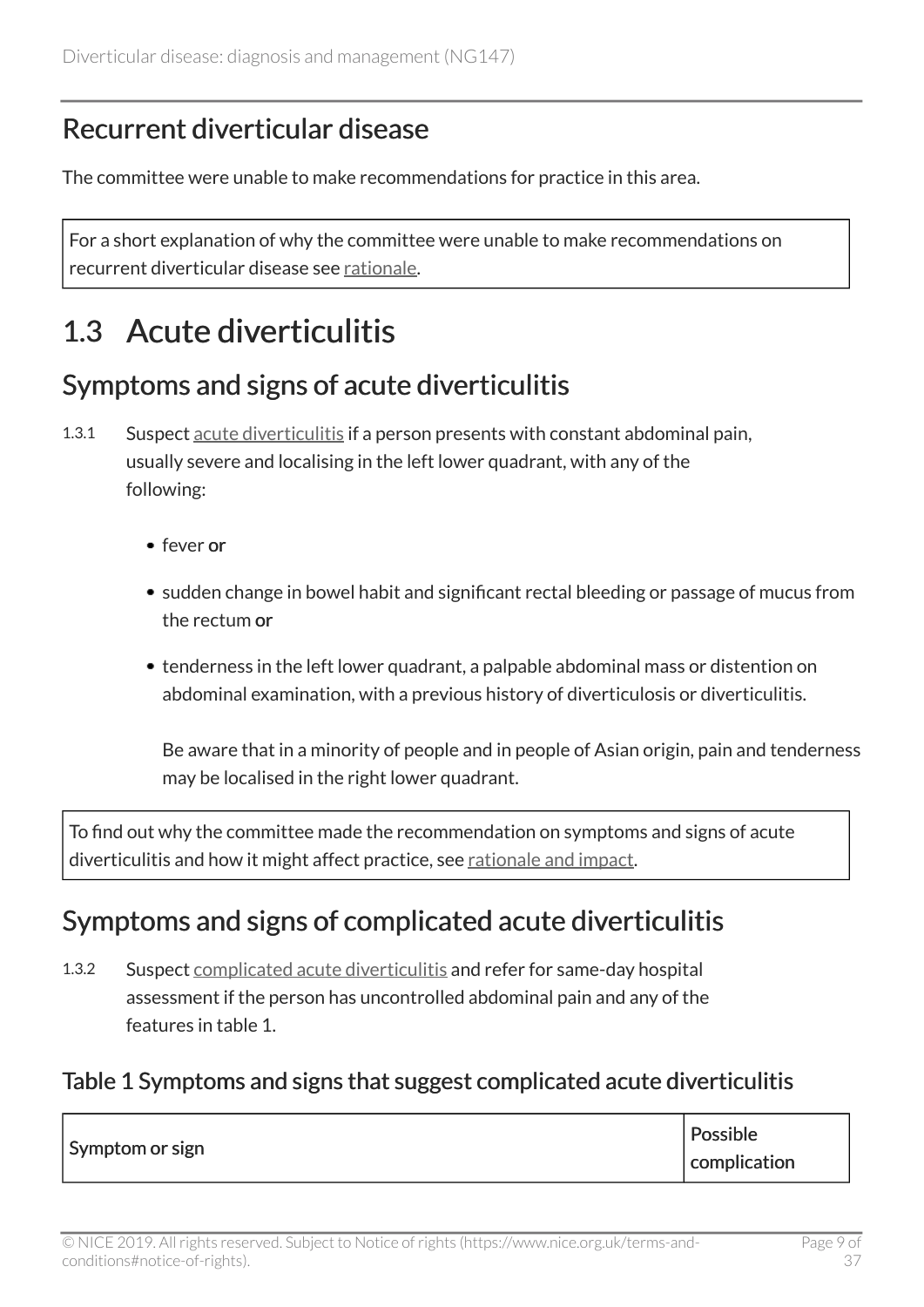## Recurrent diverticular disease

The committee were unable to make recommendations for practice in this area.

For a short explanation of why the committee were unable to make recommendations on recurrent diverticular disease see rationale.

# 1.3 Acute diverticulitis

## Symptoms and signs of acute diverticulitis

1.3.1 Suspect acute diverticulitis if a person presents with constant abdominal pain, usually severe and localising in the left lower quadrant, with any of the following:

- fever **or**
- sudden change in bowel habit and significant rectal bleeding or passage of mucus from the rectum **or**
- tenderness in the left lower quadrant, a palpable abdominal mass or distention on abdominal examination, with a previous history of diverticulosis or diverticulitis.

  Be aware that in a minority of people and in people of Asian origin, pain and tenderness may be localised in the right lower quadrant.

To find out why the committee made the recommendation on symptoms and signs of acute diverticulitis and how it might affect practice, see rationale and impact.

## Symptoms and signs of complicated acute diverticulitis

1.3.2 Suspect complicated acute diverticulitis and refer for same-day hospital assessment if the person has uncontrolled abdominal pain and any of the features in table 1.

### Table 1 Symptoms and signs that suggest complicated acute diverticulitis

| Symptom or sign | Possible complication |
|---|---|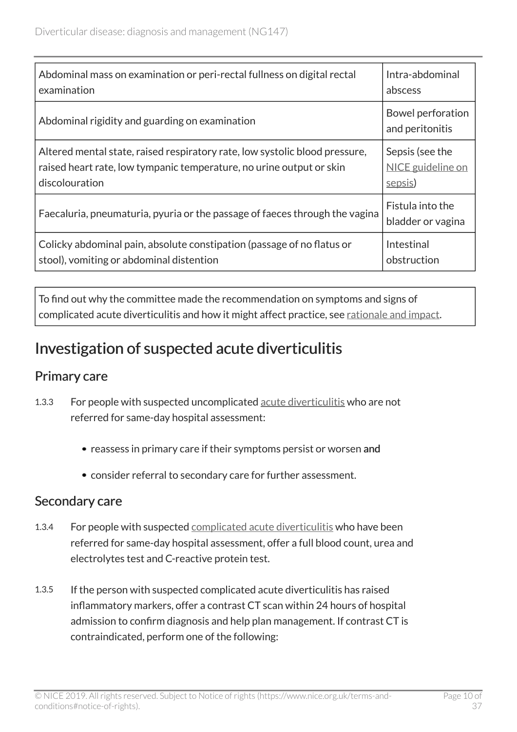| | |
|---|---|
| Abdominal mass on examination or peri-rectal fullness on digital rectal examination | Intra-abdominal abscess |
| Abdominal rigidity and guarding on examination | Bowel perforation and peritonitis |
| Altered mental state, raised respiratory rate, low systolic blood pressure, raised heart rate, low tympanic temperature, no urine output or skin discolouration | Sepsis (see the NICE guideline on sepsis) |
| Faecaluria, pneumaturia, pyuria or the passage of faeces through the vagina | Fistula into the bladder or vagina |
| Colicky abdominal pain, absolute constipation (passage of no flatus or stool), vomiting or abdominal distention | Intestinal obstruction |

To find out why the committee made the recommendation on symptoms and signs of complicated acute diverticulitis and how it might affect practice, see rationale and impact.

## Investigation of suspected acute diverticulitis

### Primary care

1.3.3 For people with suspected uncomplicated acute diverticulitis who are not referred for same-day hospital assessment:

- reassess in primary care if their symptoms persist or worsen **and**
- consider referral to secondary care for further assessment.

### Secondary care

1.3.4 For people with suspected complicated acute diverticulitis who have been referred for same-day hospital assessment, offer a full blood count, urea and electrolytes test and C-reactive protein test.

1.3.5 If the person with suspected complicated acute diverticulitis has raised inflammatory markers, offer a contrast CT scan within 24 hours of hospital admission to confirm diagnosis and help plan management. If contrast CT is contraindicated, perform one of the following: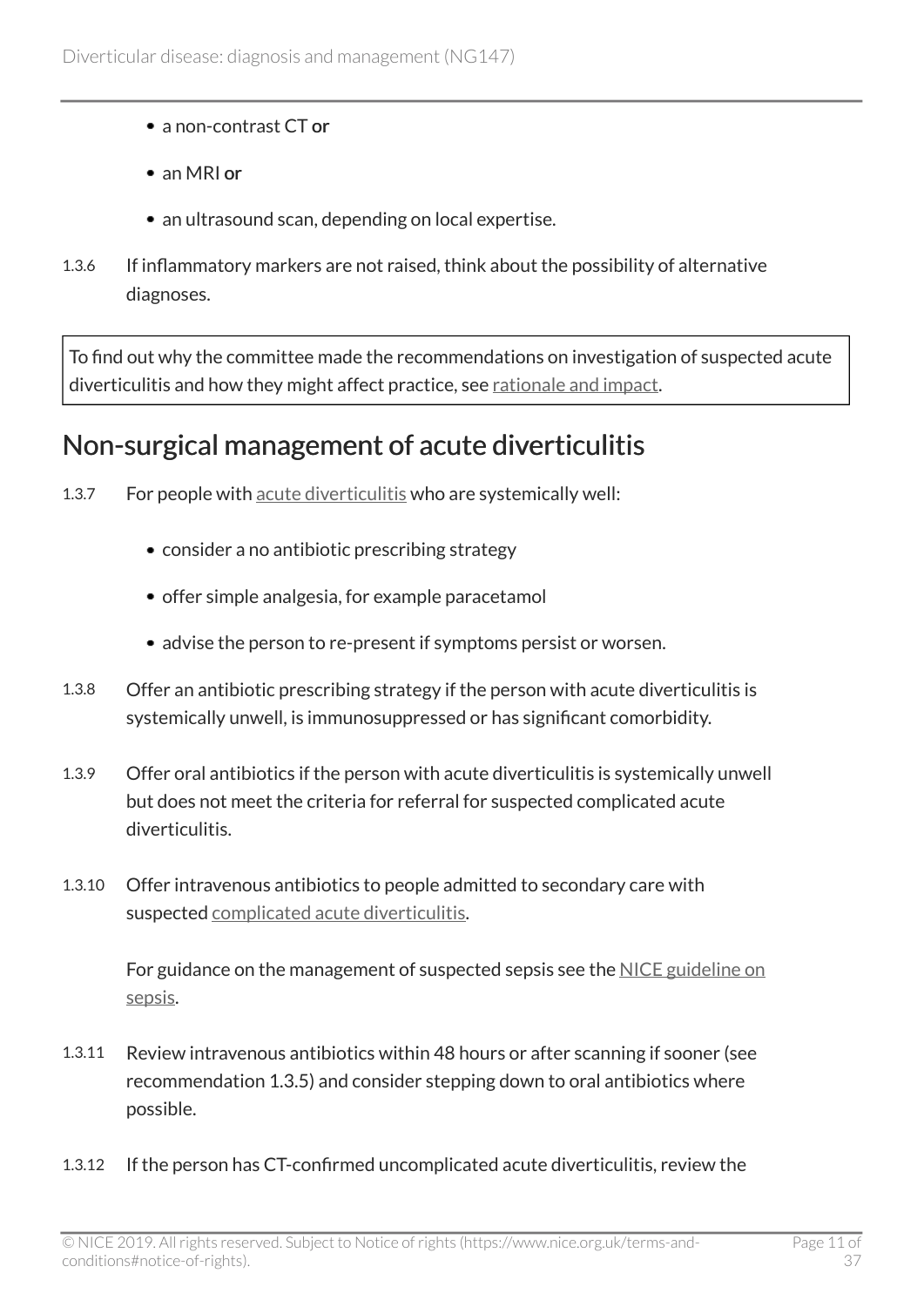- a non-contrast CT **or**
- an MRI **or**
- an ultrasound scan, depending on local expertise.

1.3.6 If inflammatory markers are not raised, think about the possibility of alternative diagnoses.

To find out why the committee made the recommendations on investigation of suspected acute diverticulitis and how they might affect practice, see rationale and impact.

## Non-surgical management of acute diverticulitis

1.3.7 For people with acute diverticulitis who are systemically well:

- consider a no antibiotic prescribing strategy
- offer simple analgesia, for example paracetamol
- advise the person to re-present if symptoms persist or worsen.

1.3.8 Offer an antibiotic prescribing strategy if the person with acute diverticulitis is systemically unwell, is immunosuppressed or has significant comorbidity.

1.3.9 Offer oral antibiotics if the person with acute diverticulitis is systemically unwell but does not meet the criteria for referral for suspected complicated acute diverticulitis.

1.3.10 Offer intravenous antibiotics to people admitted to secondary care with suspected complicated acute diverticulitis.

For guidance on the management of suspected sepsis see the NICE guideline on sepsis.

1.3.11 Review intravenous antibiotics within 48 hours or after scanning if sooner (see recommendation 1.3.5) and consider stepping down to oral antibiotics where possible.

1.3.12 If the person has CT-confirmed uncomplicated acute diverticulitis, review the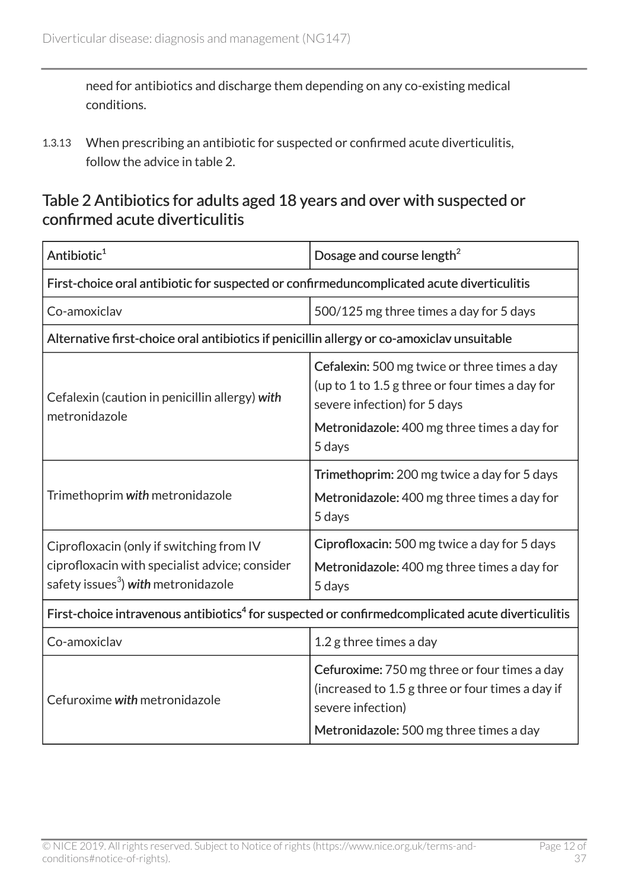need for antibiotics and discharge them depending on any co-existing medical conditions.

1.3.13 When prescribing an antibiotic for suspected or confirmed acute diverticulitis, follow the advice in table 2.

## Table 2 Antibiotics for adults aged 18 years and over with suspected or confirmed acute diverticulitis

| Antibiotic[1] | Dosage and course length[2] |
|---|---|
| **First-choice oral antibiotic for suspected or confirmeduncomplicated acute diverticulitis** | |
| Co-amoxiclav | 500/125 mg three times a day for 5 days |
| **Alternative first-choice oral antibiotics if penicillin allergy or co-amoxiclav unsuitable** | |
| Cefalexin (caution in penicillin allergy) ***with*** metronidazole | **Cefalexin:** 500 mg twice or three times a day (up to 1 to 1.5 g three or four times a day for severe infection) for 5 days<br>**Metronidazole:** 400 mg three times a day for 5 days |
| Trimethoprim ***with*** metronidazole | **Trimethoprim:** 200 mg twice a day for 5 days<br>**Metronidazole:** 400 mg three times a day for 5 days |
| Ciprofloxacin (only if switching from IV ciprofloxacin with specialist advice; consider safety issues[3]) ***with*** metronidazole | **Ciprofloxacin:** 500 mg twice a day for 5 days<br>**Metronidazole:** 400 mg three times a day for 5 days |
| **First-choice intravenous antibiotics[4] for suspected or confirmedcomplicated acute diverticulitis** | |
| Co-amoxiclav | 1.2 g three times a day |
| Cefuroxime ***with*** metronidazole | **Cefuroxime:** 750 mg three or four times a day (increased to 1.5 g three or four times a day if severe infection)<br>**Metronidazole:** 500 mg three times a day |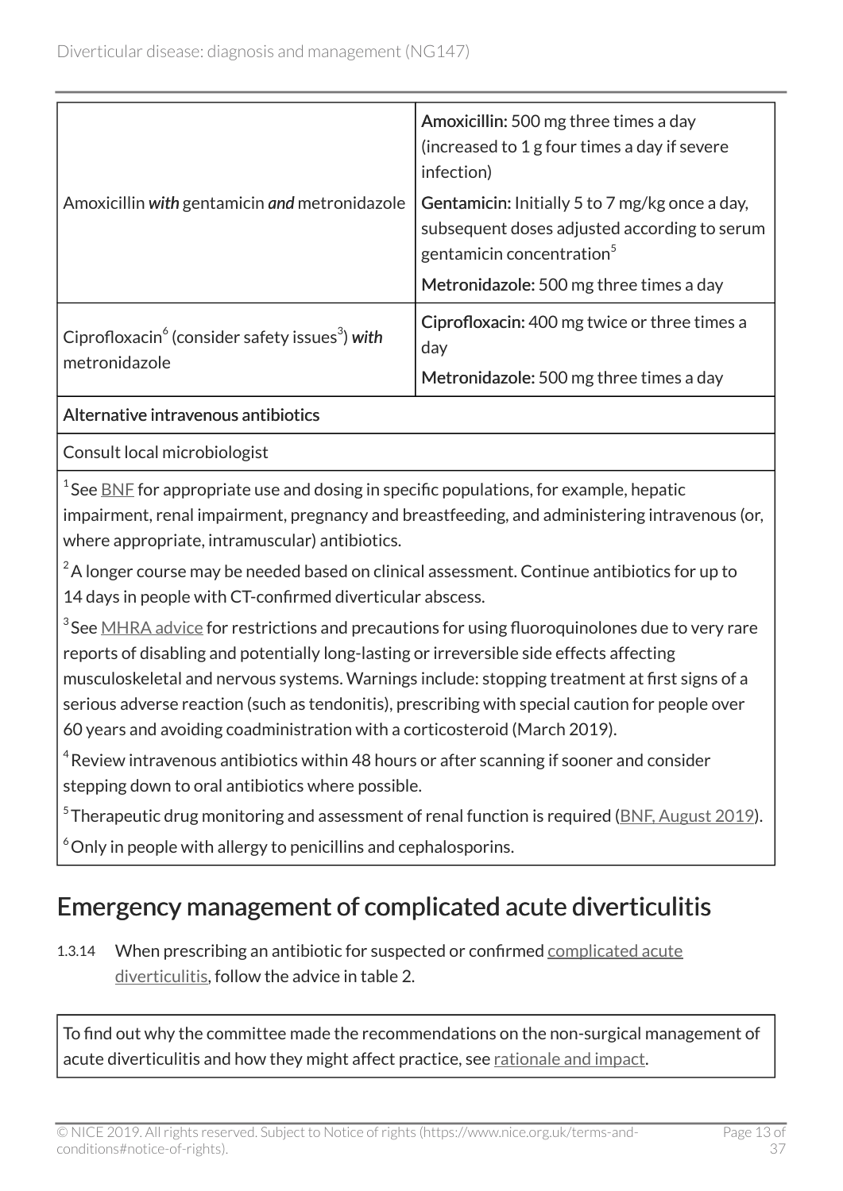| Antibiotic | Dosage |
|---|---|
| Amoxicillin *with* gentamicin *and* metronidazole | **Amoxicillin:** 500 mg three times a day (increased to 1 g four times a day if severe infection)<br>**Gentamicin:** Initially 5 to 7 mg/kg once a day, subsequent doses adjusted according to serum gentamicin concentration[5]<br>**Metronidazole:** 500 mg three times a day |
| Ciprofloxacin[6] (consider safety issues[3]) *with* metronidazole | **Ciprofloxacin:** 400 mg twice or three times a day<br>**Metronidazole:** 500 mg three times a day |
| **Alternative intravenous antibiotics** | |
| Consult local microbiologist | |

[1] See BNF for appropriate use and dosing in specific populations, for example, hepatic impairment, renal impairment, pregnancy and breastfeeding, and administering intravenous (or, where appropriate, intramuscular) antibiotics.

[2] A longer course may be needed based on clinical assessment. Continue antibiotics for up to 14 days in people with CT-confirmed diverticular abscess.

[3] See MHRA advice for restrictions and precautions for using fluoroquinolones due to very rare reports of disabling and potentially long-lasting or irreversible side effects affecting musculoskeletal and nervous systems. Warnings include: stopping treatment at first signs of a serious adverse reaction (such as tendonitis), prescribing with special caution for people over 60 years and avoiding coadministration with a corticosteroid (March 2019).

[4] Review intravenous antibiotics within 48 hours or after scanning if sooner and consider stepping down to oral antibiotics where possible.

[5] Therapeutic drug monitoring and assessment of renal function is required (BNF, August 2019).

[6] Only in people with allergy to penicillins and cephalosporins.

## Emergency management of complicated acute diverticulitis

1.3.14 When prescribing an antibiotic for suspected or confirmed complicated acute diverticulitis, follow the advice in table 2.

To find out why the committee made the recommendations on the non-surgical management of acute diverticulitis and how they might affect practice, see rationale and impact.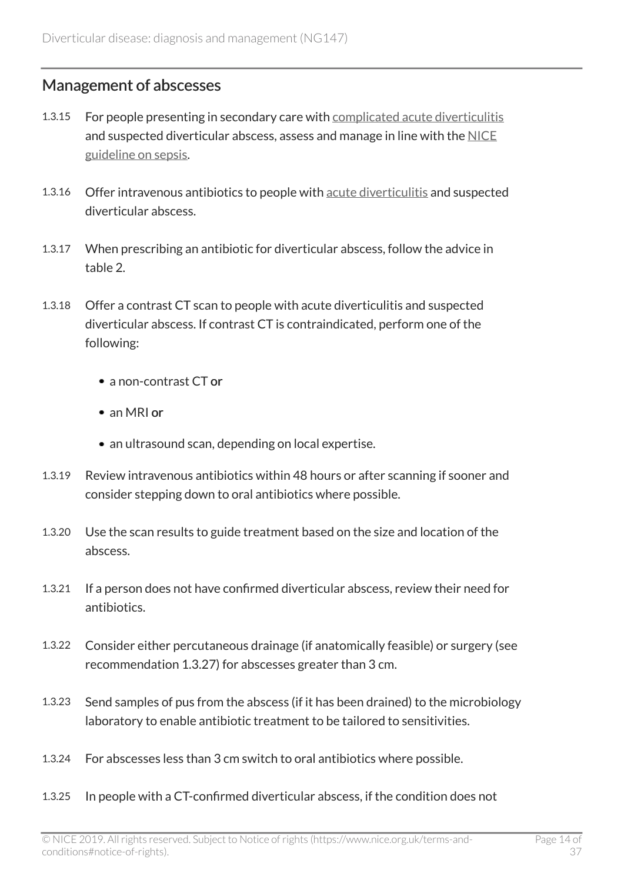## Management of abscesses

1.3.15 For people presenting in secondary care with complicated acute diverticulitis and suspected diverticular abscess, assess and manage in line with the NICE guideline on sepsis.

1.3.16 Offer intravenous antibiotics to people with acute diverticulitis and suspected diverticular abscess.

1.3.17 When prescribing an antibiotic for diverticular abscess, follow the advice in table 2.

1.3.18 Offer a contrast CT scan to people with acute diverticulitis and suspected diverticular abscess. If contrast CT is contraindicated, perform one of the following:

- a non-contrast CT **or**
- an MRI **or**
- an ultrasound scan, depending on local expertise.

1.3.19 Review intravenous antibiotics within 48 hours or after scanning if sooner and consider stepping down to oral antibiotics where possible.

1.3.20 Use the scan results to guide treatment based on the size and location of the abscess.

1.3.21 If a person does not have confirmed diverticular abscess, review their need for antibiotics.

1.3.22 Consider either percutaneous drainage (if anatomically feasible) or surgery (see recommendation 1.3.27) for abscesses greater than 3 cm.

1.3.23 Send samples of pus from the abscess (if it has been drained) to the microbiology laboratory to enable antibiotic treatment to be tailored to sensitivities.

1.3.24 For abscesses less than 3 cm switch to oral antibiotics where possible.

1.3.25 In people with a CT-confirmed diverticular abscess, if the condition does not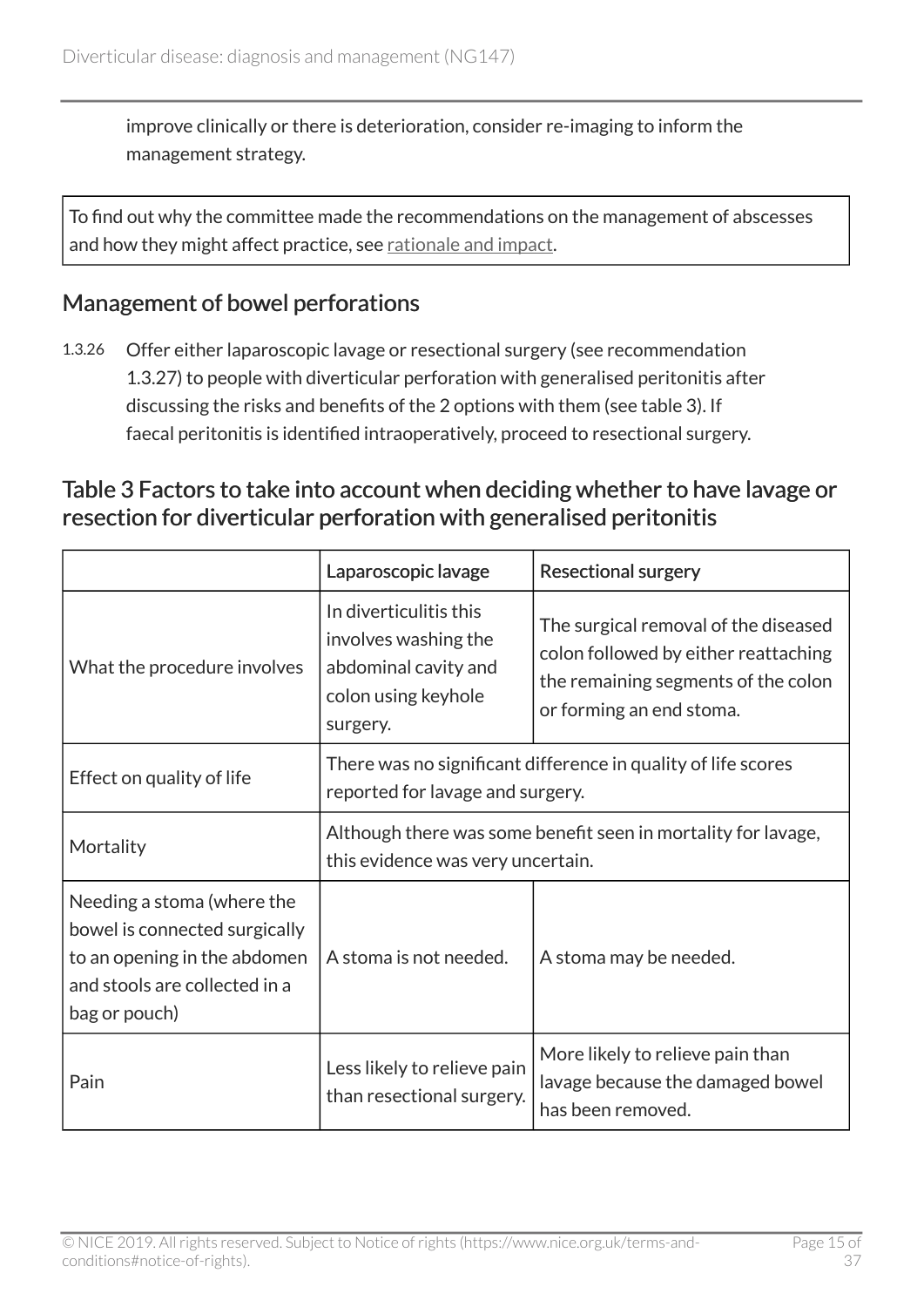improve clinically or there is deterioration, consider re-imaging to inform the management strategy.

To find out why the committee made the recommendations on the management of abscesses and how they might affect practice, see rationale and impact.

## Management of bowel perforations

1.3.26 Offer either laparoscopic lavage or resectional surgery (see recommendation 1.3.27) to people with diverticular perforation with generalised peritonitis after discussing the risks and benefits of the 2 options with them (see table 3). If faecal peritonitis is identified intraoperatively, proceed to resectional surgery.

### Table 3 Factors to take into account when deciding whether to have lavage or resection for diverticular perforation with generalised peritonitis

| | Laparoscopic lavage | Resectional surgery |
|---|---|---|
| What the procedure involves | In diverticulitis this involves washing the abdominal cavity and colon using keyhole surgery. | The surgical removal of the diseased colon followed by either reattaching the remaining segments of the colon or forming an end stoma. |
| Effect on quality of life | There was no significant difference in quality of life scores reported for lavage and surgery. | |
| Mortality | Although there was some benefit seen in mortality for lavage, this evidence was very uncertain. | |
| Needing a stoma (where the bowel is connected surgically to an opening in the abdomen and stools are collected in a bag or pouch) | A stoma is not needed. | A stoma may be needed. |
| Pain | Less likely to relieve pain than resectional surgery. | More likely to relieve pain than lavage because the damaged bowel has been removed. |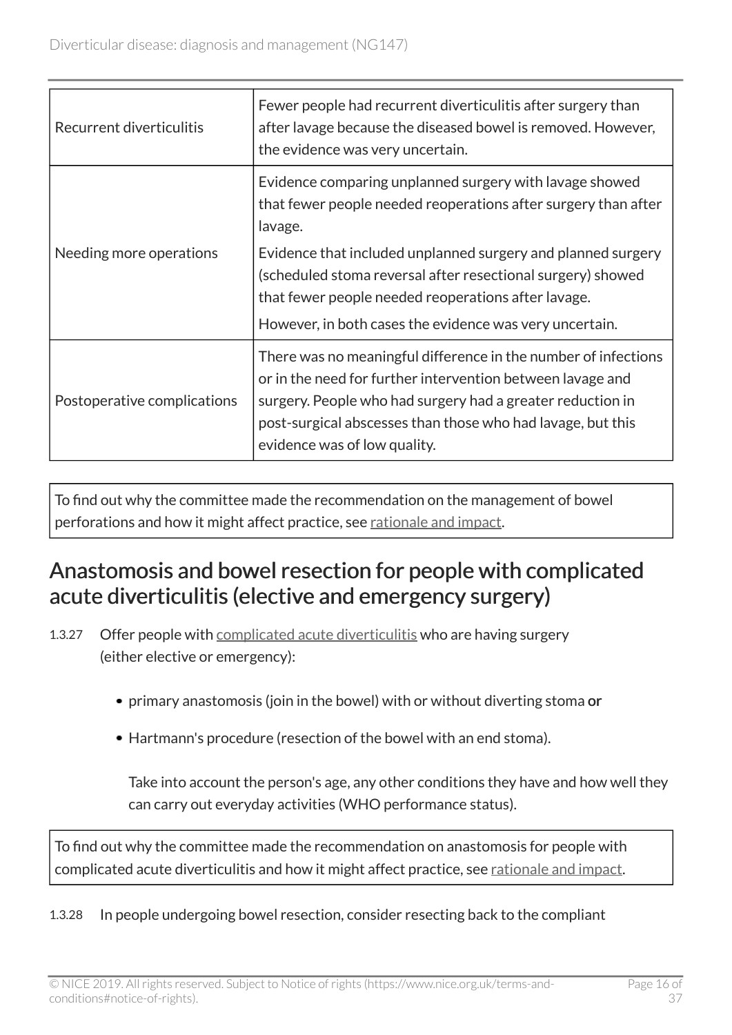| | |
|---|---|
| Recurrent diverticulitis | Fewer people had recurrent diverticulitis after surgery than after lavage because the diseased bowel is removed. However, the evidence was very uncertain. |
| Needing more operations | Evidence comparing unplanned surgery with lavage showed that fewer people needed reoperations after surgery than after lavage.<br>Evidence that included unplanned surgery and planned surgery (scheduled stoma reversal after resectional surgery) showed that fewer people needed reoperations after lavage.<br>However, in both cases the evidence was very uncertain. |
| Postoperative complications | There was no meaningful difference in the number of infections or in the need for further intervention between lavage and surgery. People who had surgery had a greater reduction in post-surgical abscesses than those who had lavage, but this evidence was of low quality. |

To find out why the committee made the recommendation on the management of bowel perforations and how it might affect practice, see rationale and impact.

## Anastomosis and bowel resection for people with complicated acute diverticulitis (elective and emergency surgery)

1.3.27 Offer people with complicated acute diverticulitis who are having surgery (either elective or emergency):

- primary anastomosis (join in the bowel) with or without diverting stoma **or**
- Hartmann's procedure (resection of the bowel with an end stoma).

  Take into account the person's age, any other conditions they have and how well they can carry out everyday activities (WHO performance status).

To find out why the committee made the recommendation on anastomosis for people with complicated acute diverticulitis and how it might affect practice, see rationale and impact.

1.3.28 In people undergoing bowel resection, consider resecting back to the compliant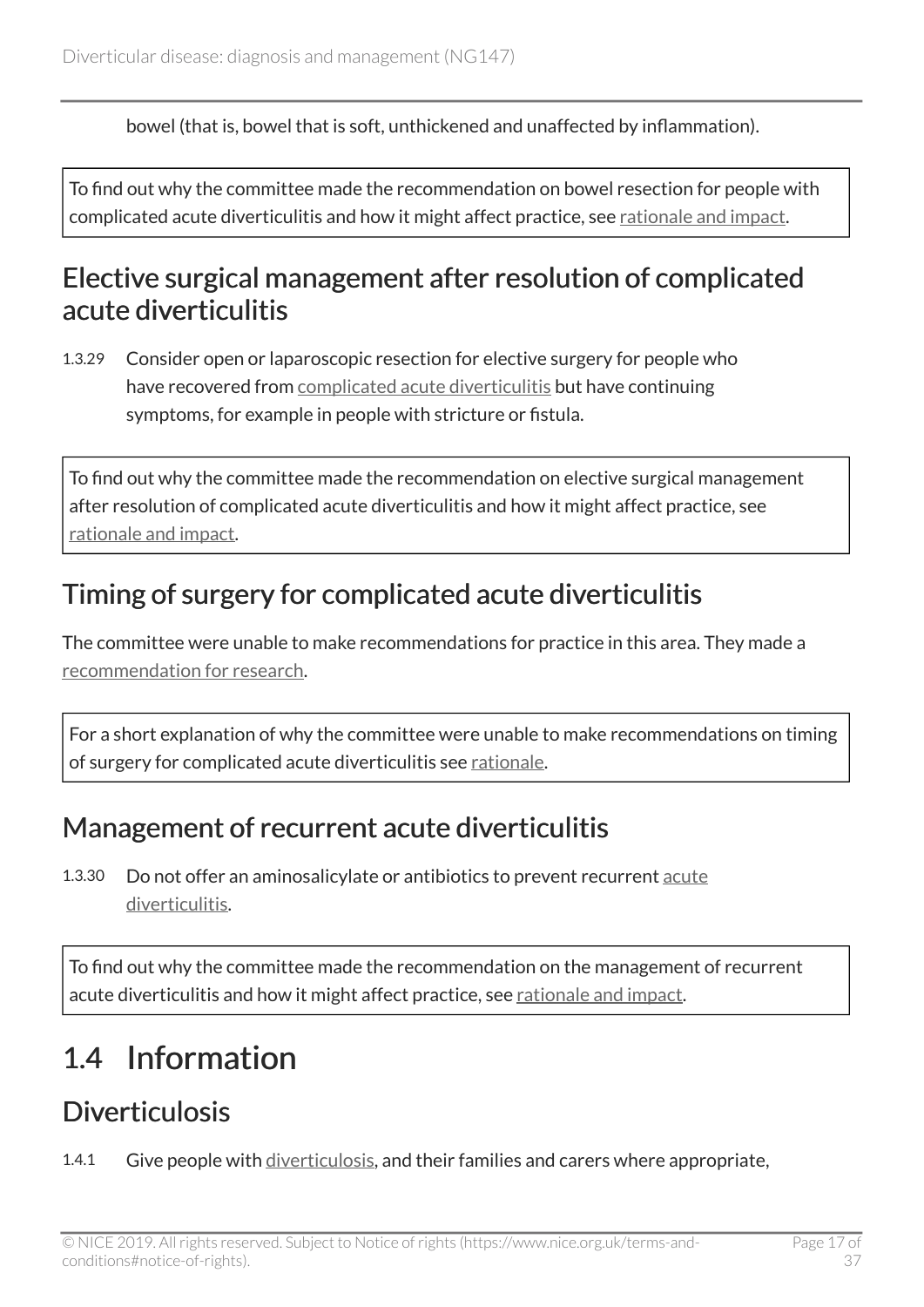bowel (that is, bowel that is soft, unthickened and unaffected by inflammation).

To find out why the committee made the recommendation on bowel resection for people with complicated acute diverticulitis and how it might affect practice, see rationale and impact.

## Elective surgical management after resolution of complicated acute diverticulitis

1.3.29 Consider open or laparoscopic resection for elective surgery for people who have recovered from complicated acute diverticulitis but have continuing symptoms, for example in people with stricture or fistula.

To find out why the committee made the recommendation on elective surgical management after resolution of complicated acute diverticulitis and how it might affect practice, see rationale and impact.

## Timing of surgery for complicated acute diverticulitis

The committee were unable to make recommendations for practice in this area. They made a recommendation for research.

For a short explanation of why the committee were unable to make recommendations on timing of surgery for complicated acute diverticulitis see rationale.

## Management of recurrent acute diverticulitis

1.3.30 Do not offer an aminosalicylate or antibiotics to prevent recurrent acute diverticulitis.

To find out why the committee made the recommendation on the management of recurrent acute diverticulitis and how it might affect practice, see rationale and impact.

# 1.4 Information

## Diverticulosis

1.4.1 Give people with diverticulosis, and their families and carers where appropriate,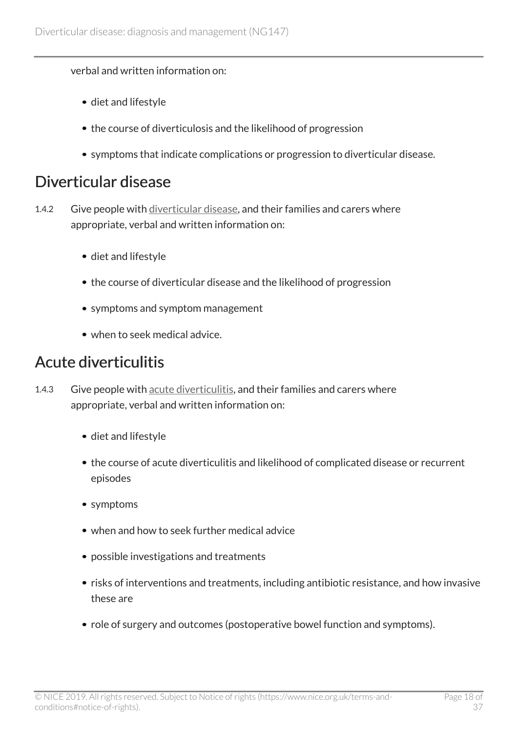verbal and written information on:

- diet and lifestyle
- the course of diverticulosis and the likelihood of progression
- symptoms that indicate complications or progression to diverticular disease.

## Diverticular disease

1.4.2 Give people with diverticular disease, and their families and carers where appropriate, verbal and written information on:

- diet and lifestyle
- the course of diverticular disease and the likelihood of progression
- symptoms and symptom management
- when to seek medical advice.

## Acute diverticulitis

1.4.3 Give people with acute diverticulitis, and their families and carers where appropriate, verbal and written information on:

- diet and lifestyle
- the course of acute diverticulitis and likelihood of complicated disease or recurrent episodes
- symptoms
- when and how to seek further medical advice
- possible investigations and treatments
- risks of interventions and treatments, including antibiotic resistance, and how invasive these are
- role of surgery and outcomes (postoperative bowel function and symptoms).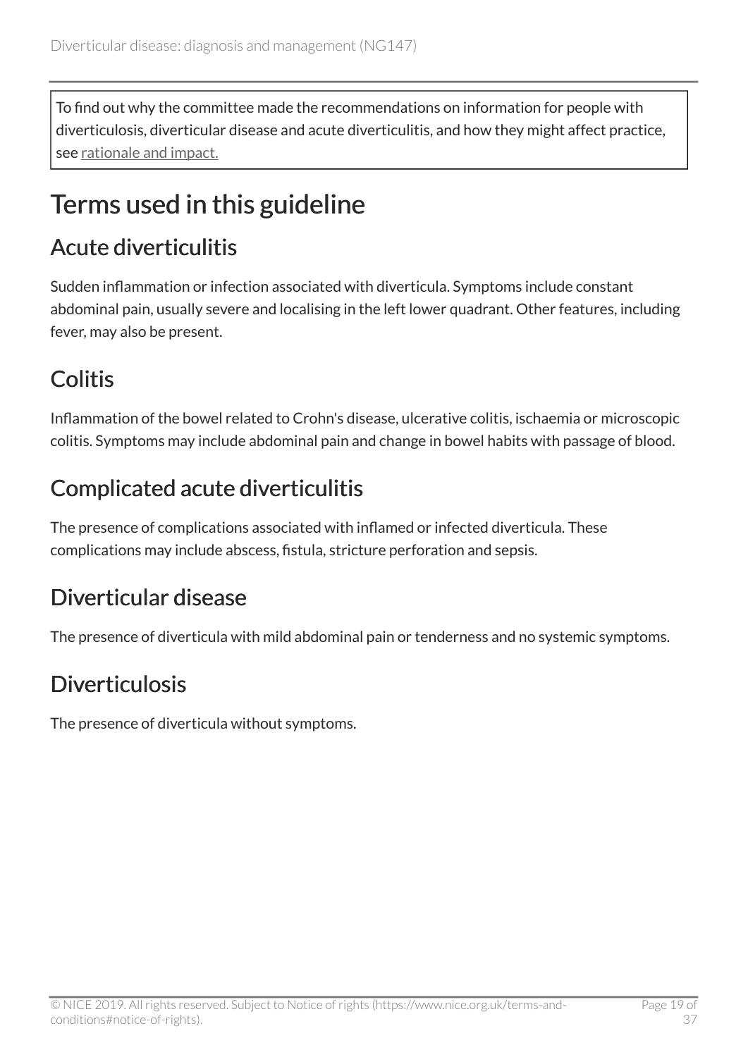To find out why the committee made the recommendations on information for people with diverticulosis, diverticular disease and acute diverticulitis, and how they might affect practice, see rationale and impact.

# Terms used in this guideline

## Acute diverticulitis

Sudden inflammation or infection associated with diverticula. Symptoms include constant abdominal pain, usually severe and localising in the left lower quadrant. Other features, including fever, may also be present.

## Colitis

Inflammation of the bowel related to Crohn's disease, ulcerative colitis, ischaemia or microscopic colitis. Symptoms may include abdominal pain and change in bowel habits with passage of blood.

## Complicated acute diverticulitis

The presence of complications associated with inflamed or infected diverticula. These complications may include abscess, fistula, stricture perforation and sepsis.

## Diverticular disease

The presence of diverticula with mild abdominal pain or tenderness and no systemic symptoms.

## Diverticulosis

The presence of diverticula without symptoms.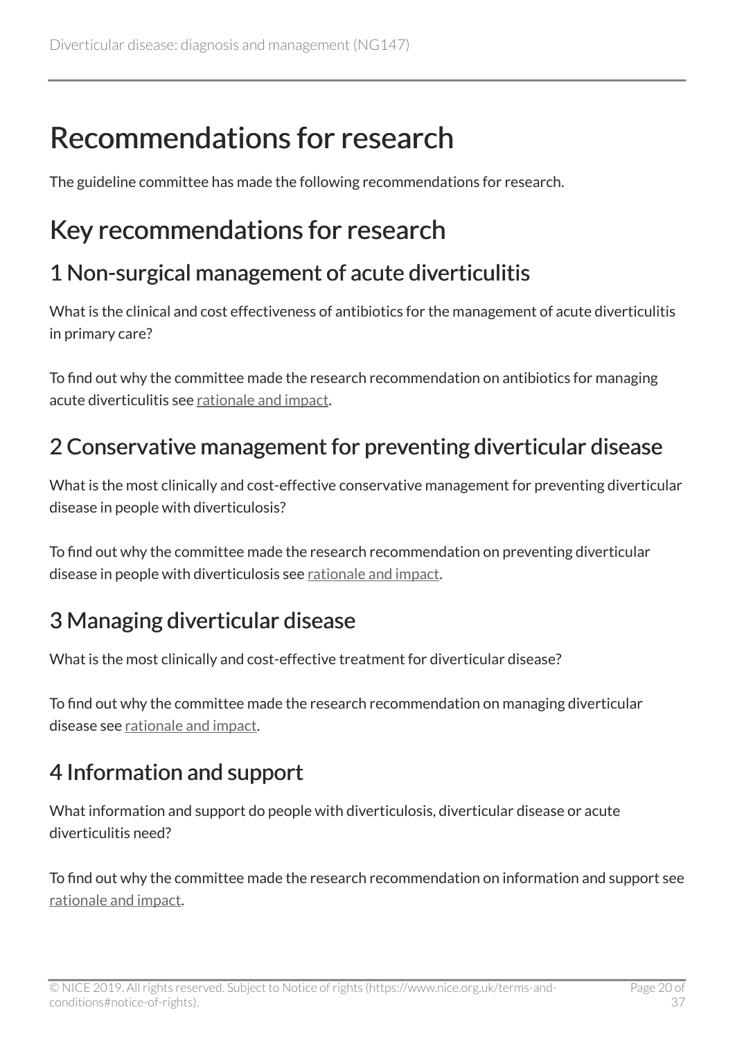# Recommendations for research

The guideline committee has made the following recommendations for research.

## Key recommendations for research

### 1 Non-surgical management of acute diverticulitis

What is the clinical and cost effectiveness of antibiotics for the management of acute diverticulitis in primary care?

To find out why the committee made the research recommendation on antibiotics for managing acute diverticulitis see rationale and impact.

### 2 Conservative management for preventing diverticular disease

What is the most clinically and cost-effective conservative management for preventing diverticular disease in people with diverticulosis?

To find out why the committee made the research recommendation on preventing diverticular disease in people with diverticulosis see rationale and impact.

### 3 Managing diverticular disease

What is the most clinically and cost-effective treatment for diverticular disease?

To find out why the committee made the research recommendation on managing diverticular disease see rationale and impact.

### 4 Information and support

What information and support do people with diverticulosis, diverticular disease or acute diverticulitis need?

To find out why the committee made the research recommendation on information and support see rationale and impact.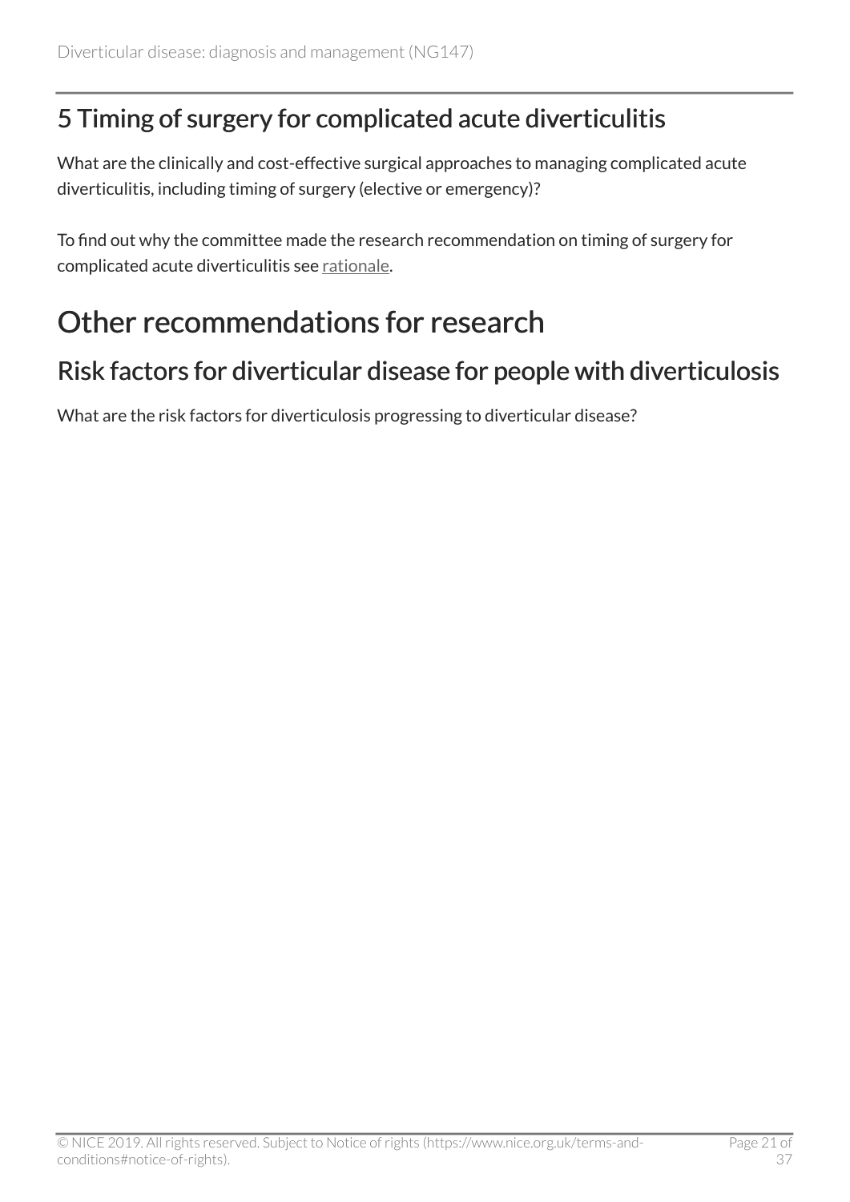## 5 Timing of surgery for complicated acute diverticulitis

What are the clinically and cost-effective surgical approaches to managing complicated acute diverticulitis, including timing of surgery (elective or emergency)?

To find out why the committee made the research recommendation on timing of surgery for complicated acute diverticulitis see rationale.

# Other recommendations for research

## Risk factors for diverticular disease for people with diverticulosis

What are the risk factors for diverticulosis progressing to diverticular disease?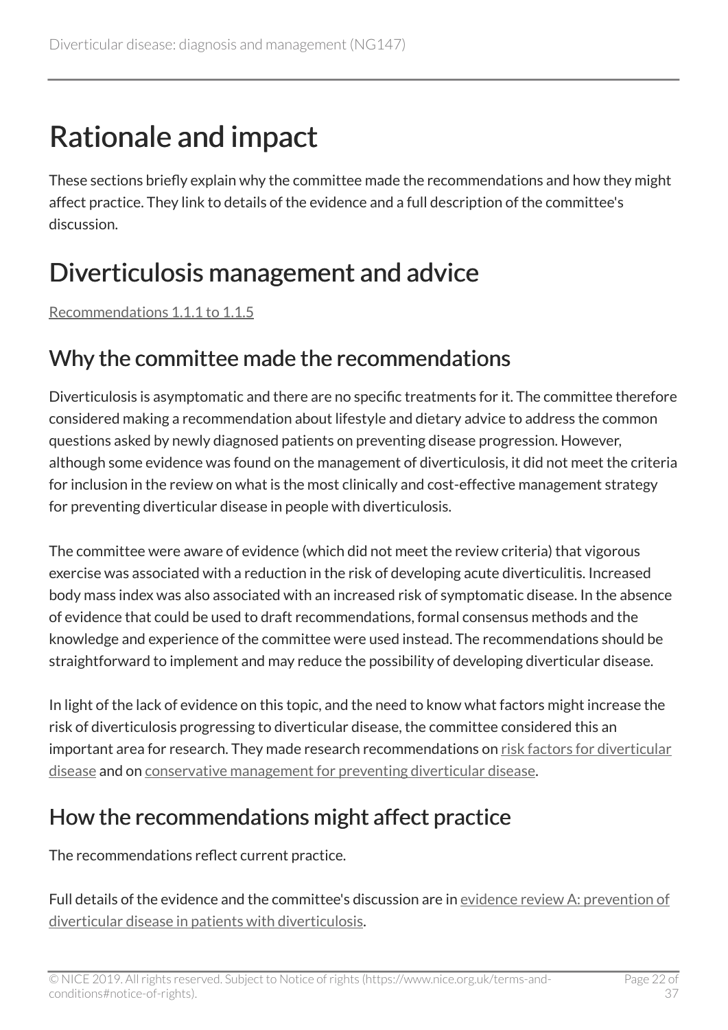# Rationale and impact

These sections briefly explain why the committee made the recommendations and how they might affect practice. They link to details of the evidence and a full description of the committee's discussion.

# Diverticulosis management and advice

Recommendations 1.1.1 to 1.1.5

## Why the committee made the recommendations

Diverticulosis is asymptomatic and there are no specific treatments for it. The committee therefore considered making a recommendation about lifestyle and dietary advice to address the common questions asked by newly diagnosed patients on preventing disease progression. However, although some evidence was found on the management of diverticulosis, it did not meet the criteria for inclusion in the review on what is the most clinically and cost-effective management strategy for preventing diverticular disease in people with diverticulosis.

The committee were aware of evidence (which did not meet the review criteria) that vigorous exercise was associated with a reduction in the risk of developing acute diverticulitis. Increased body mass index was also associated with an increased risk of symptomatic disease. In the absence of evidence that could be used to draft recommendations, formal consensus methods and the knowledge and experience of the committee were used instead. The recommendations should be straightforward to implement and may reduce the possibility of developing diverticular disease.

In light of the lack of evidence on this topic, and the need to know what factors might increase the risk of diverticulosis progressing to diverticular disease, the committee considered this an important area for research. They made research recommendations on risk factors for diverticular disease and on conservative management for preventing diverticular disease.

## How the recommendations might affect practice

The recommendations reflect current practice.

Full details of the evidence and the committee's discussion are in evidence review A: prevention of diverticular disease in patients with diverticulosis.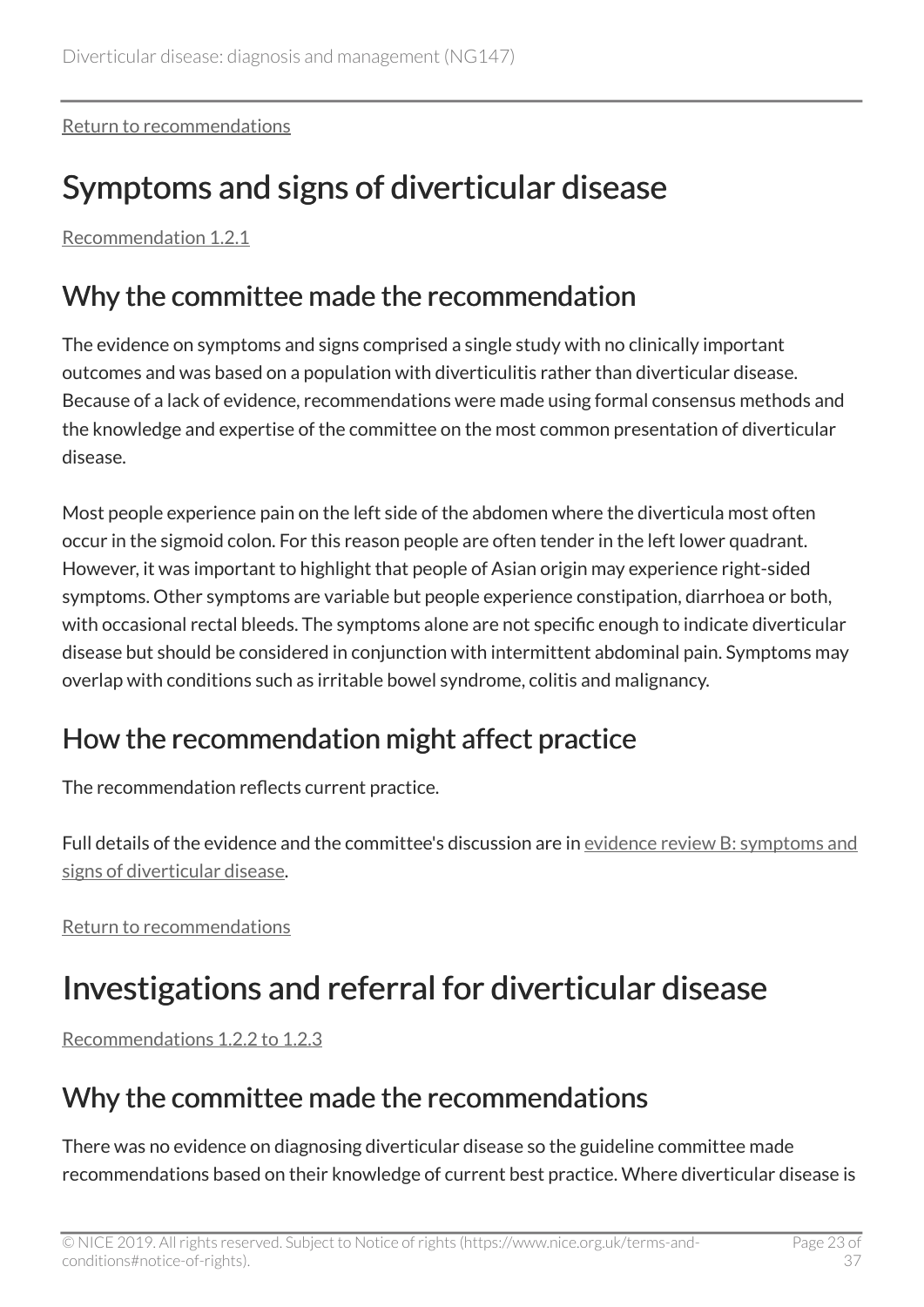Return to recommendations

# Symptoms and signs of diverticular disease

Recommendation 1.2.1

## Why the committee made the recommendation

The evidence on symptoms and signs comprised a single study with no clinically important outcomes and was based on a population with diverticulitis rather than diverticular disease. Because of a lack of evidence, recommendations were made using formal consensus methods and the knowledge and expertise of the committee on the most common presentation of diverticular disease.

Most people experience pain on the left side of the abdomen where the diverticula most often occur in the sigmoid colon. For this reason people are often tender in the left lower quadrant. However, it was important to highlight that people of Asian origin may experience right-sided symptoms. Other symptoms are variable but people experience constipation, diarrhoea or both, with occasional rectal bleeds. The symptoms alone are not specific enough to indicate diverticular disease but should be considered in conjunction with intermittent abdominal pain. Symptoms may overlap with conditions such as irritable bowel syndrome, colitis and malignancy.

## How the recommendation might affect practice

The recommendation reflects current practice.

Full details of the evidence and the committee's discussion are in evidence review B: symptoms and signs of diverticular disease.

Return to recommendations

# Investigations and referral for diverticular disease

Recommendations 1.2.2 to 1.2.3

## Why the committee made the recommendations

There was no evidence on diagnosing diverticular disease so the guideline committee made recommendations based on their knowledge of current best practice. Where diverticular disease is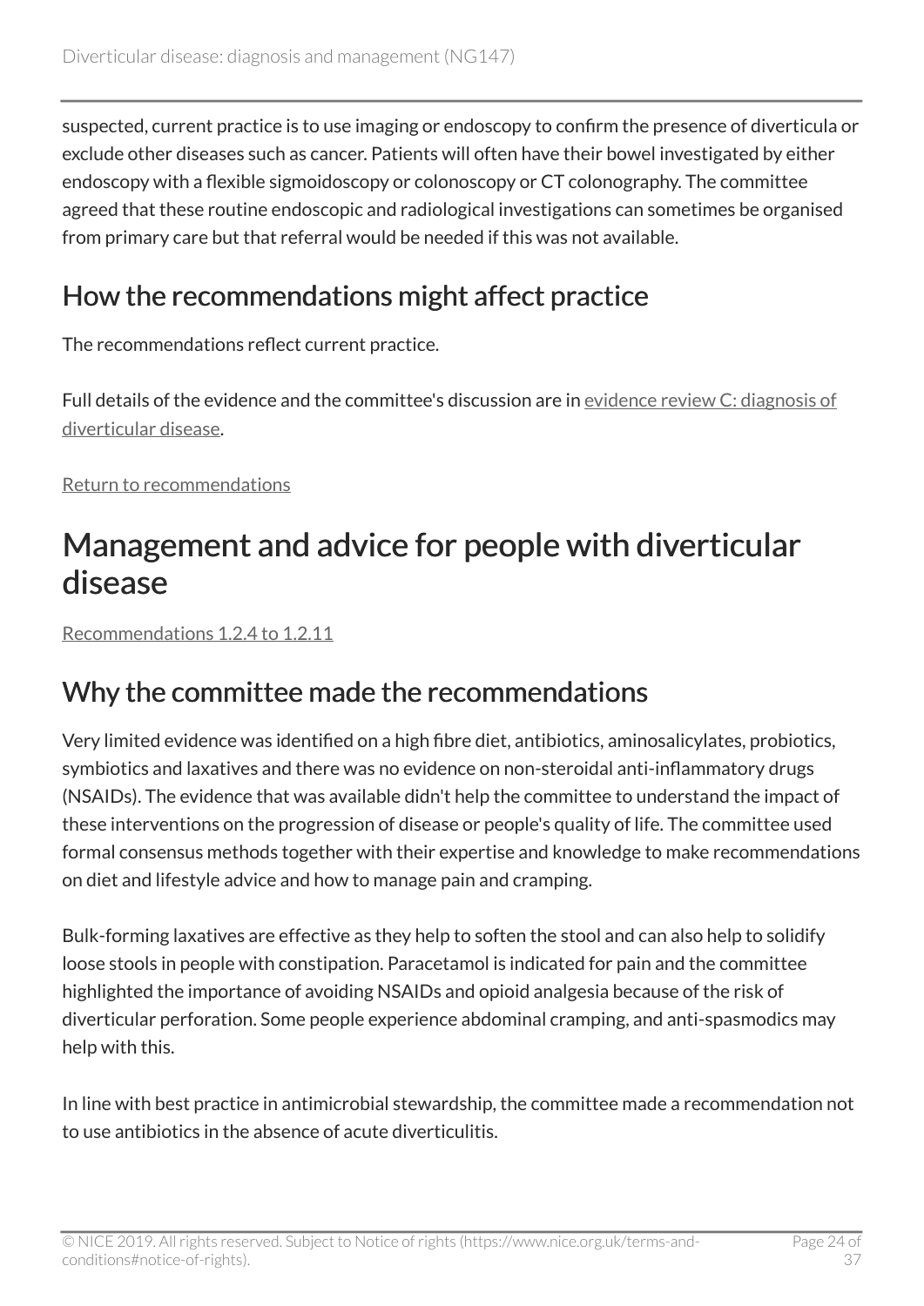suspected, current practice is to use imaging or endoscopy to confirm the presence of diverticula or exclude other diseases such as cancer. Patients will often have their bowel investigated by either endoscopy with a flexible sigmoidoscopy or colonoscopy or CT colonography. The committee agreed that these routine endoscopic and radiological investigations can sometimes be organised from primary care but that referral would be needed if this was not available.

## How the recommendations might affect practice

The recommendations reflect current practice.

Full details of the evidence and the committee's discussion are in evidence review C: diagnosis of diverticular disease.

Return to recommendations

# Management and advice for people with diverticular disease

Recommendations 1.2.4 to 1.2.11

## Why the committee made the recommendations

Very limited evidence was identified on a high fibre diet, antibiotics, aminosalicylates, probiotics, symbiotics and laxatives and there was no evidence on non-steroidal anti-inflammatory drugs (NSAIDs). The evidence that was available didn't help the committee to understand the impact of these interventions on the progression of disease or people's quality of life. The committee used formal consensus methods together with their expertise and knowledge to make recommendations on diet and lifestyle advice and how to manage pain and cramping.

Bulk-forming laxatives are effective as they help to soften the stool and can also help to solidify loose stools in people with constipation. Paracetamol is indicated for pain and the committee highlighted the importance of avoiding NSAIDs and opioid analgesia because of the risk of diverticular perforation. Some people experience abdominal cramping, and anti-spasmodics may help with this.

In line with best practice in antimicrobial stewardship, the committee made a recommendation not to use antibiotics in the absence of acute diverticulitis.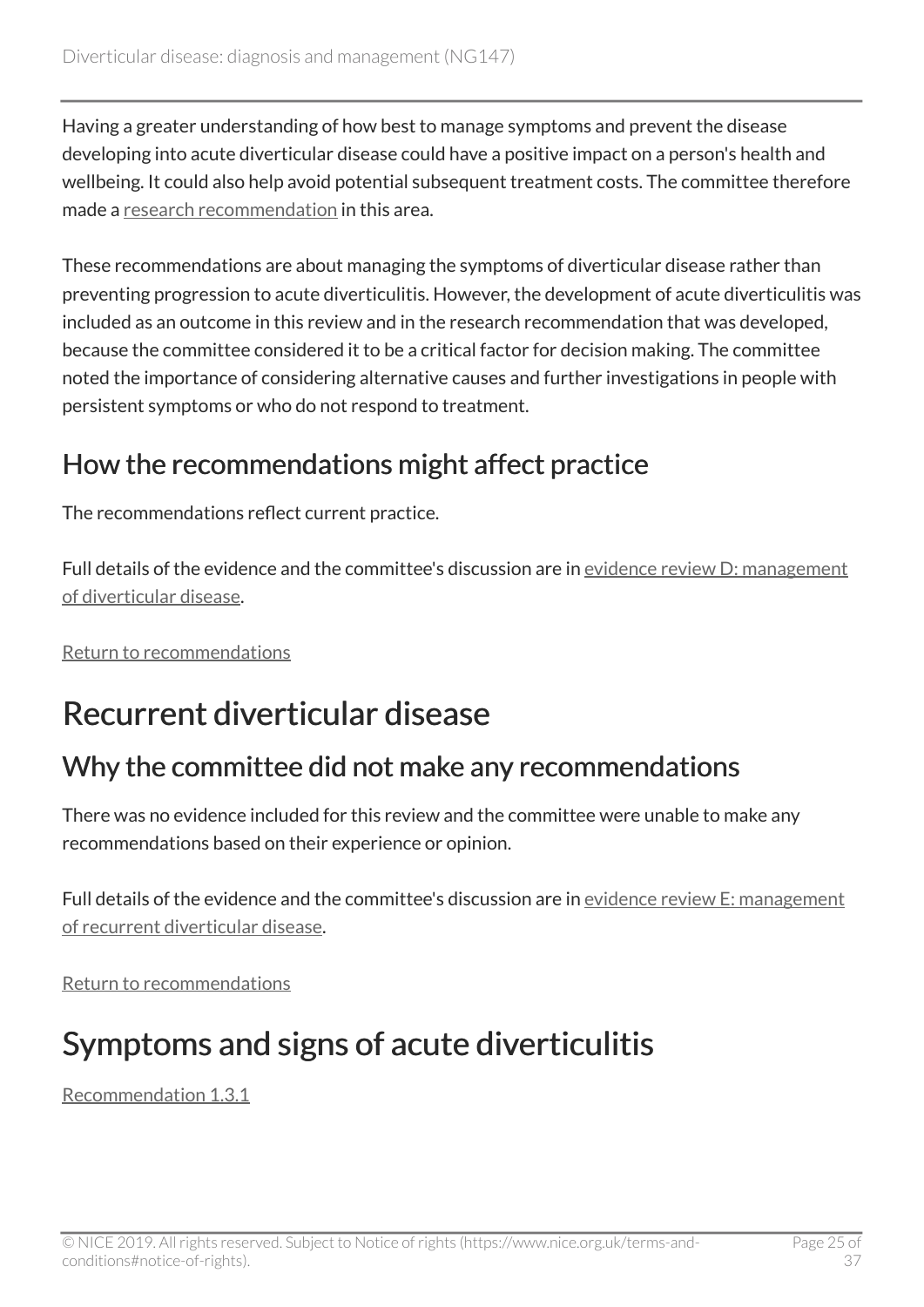Having a greater understanding of how best to manage symptoms and prevent the disease developing into acute diverticular disease could have a positive impact on a person's health and wellbeing. It could also help avoid potential subsequent treatment costs. The committee therefore made a research recommendation in this area.

These recommendations are about managing the symptoms of diverticular disease rather than preventing progression to acute diverticulitis. However, the development of acute diverticulitis was included as an outcome in this review and in the research recommendation that was developed, because the committee considered it to be a critical factor for decision making. The committee noted the importance of considering alternative causes and further investigations in people with persistent symptoms or who do not respond to treatment.

## How the recommendations might affect practice

The recommendations reflect current practice.

Full details of the evidence and the committee's discussion are in evidence review D: management of diverticular disease.

Return to recommendations

# Recurrent diverticular disease

## Why the committee did not make any recommendations

There was no evidence included for this review and the committee were unable to make any recommendations based on their experience or opinion.

Full details of the evidence and the committee's discussion are in evidence review E: management of recurrent diverticular disease.

Return to recommendations

# Symptoms and signs of acute diverticulitis

Recommendation 1.3.1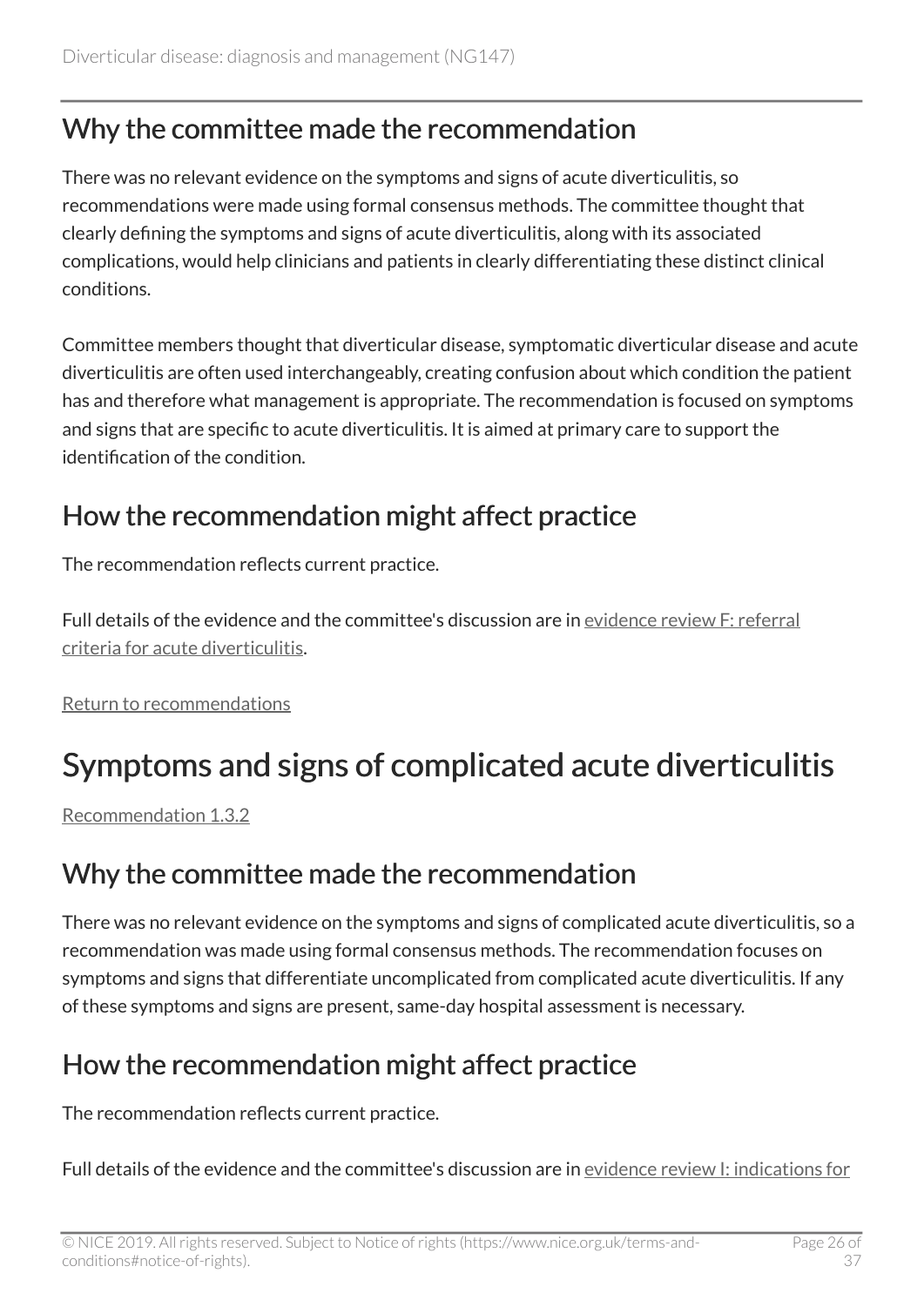## Why the committee made the recommendation

There was no relevant evidence on the symptoms and signs of acute diverticulitis, so recommendations were made using formal consensus methods. The committee thought that clearly defining the symptoms and signs of acute diverticulitis, along with its associated complications, would help clinicians and patients in clearly differentiating these distinct clinical conditions.

Committee members thought that diverticular disease, symptomatic diverticular disease and acute diverticulitis are often used interchangeably, creating confusion about which condition the patient has and therefore what management is appropriate. The recommendation is focused on symptoms and signs that are specific to acute diverticulitis. It is aimed at primary care to support the identification of the condition.

## How the recommendation might affect practice

The recommendation reflects current practice.

Full details of the evidence and the committee's discussion are in evidence review F: referral criteria for acute diverticulitis.

Return to recommendations

# Symptoms and signs of complicated acute diverticulitis

Recommendation 1.3.2

## Why the committee made the recommendation

There was no relevant evidence on the symptoms and signs of complicated acute diverticulitis, so a recommendation was made using formal consensus methods. The recommendation focuses on symptoms and signs that differentiate uncomplicated from complicated acute diverticulitis. If any of these symptoms and signs are present, same-day hospital assessment is necessary.

## How the recommendation might affect practice

The recommendation reflects current practice.

Full details of the evidence and the committee's discussion are in evidence review I: indications for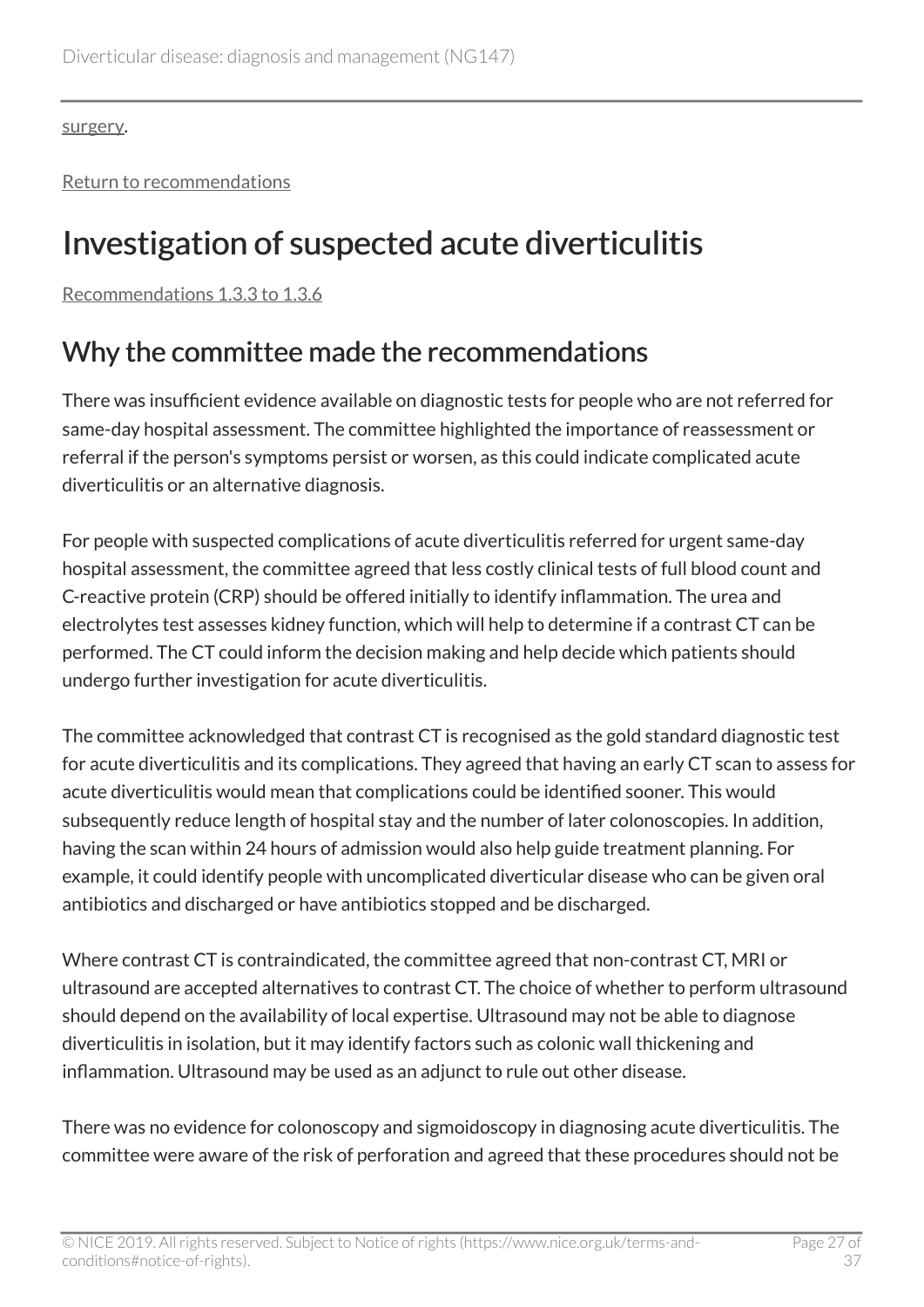surgery.

Return to recommendations

# Investigation of suspected acute diverticulitis

Recommendations 1.3.3 to 1.3.6

## Why the committee made the recommendations

There was insufficient evidence available on diagnostic tests for people who are not referred for same-day hospital assessment. The committee highlighted the importance of reassessment or referral if the person's symptoms persist or worsen, as this could indicate complicated acute diverticulitis or an alternative diagnosis.

For people with suspected complications of acute diverticulitis referred for urgent same-day hospital assessment, the committee agreed that less costly clinical tests of full blood count and C-reactive protein (CRP) should be offered initially to identify inflammation. The urea and electrolytes test assesses kidney function, which will help to determine if a contrast CT can be performed. The CT could inform the decision making and help decide which patients should undergo further investigation for acute diverticulitis.

The committee acknowledged that contrast CT is recognised as the gold standard diagnostic test for acute diverticulitis and its complications. They agreed that having an early CT scan to assess for acute diverticulitis would mean that complications could be identified sooner. This would subsequently reduce length of hospital stay and the number of later colonoscopies. In addition, having the scan within 24 hours of admission would also help guide treatment planning. For example, it could identify people with uncomplicated diverticular disease who can be given oral antibiotics and discharged or have antibiotics stopped and be discharged.

Where contrast CT is contraindicated, the committee agreed that non-contrast CT, MRI or ultrasound are accepted alternatives to contrast CT. The choice of whether to perform ultrasound should depend on the availability of local expertise. Ultrasound may not be able to diagnose diverticulitis in isolation, but it may identify factors such as colonic wall thickening and inflammation. Ultrasound may be used as an adjunct to rule out other disease.

There was no evidence for colonoscopy and sigmoidoscopy in diagnosing acute diverticulitis. The committee were aware of the risk of perforation and agreed that these procedures should not be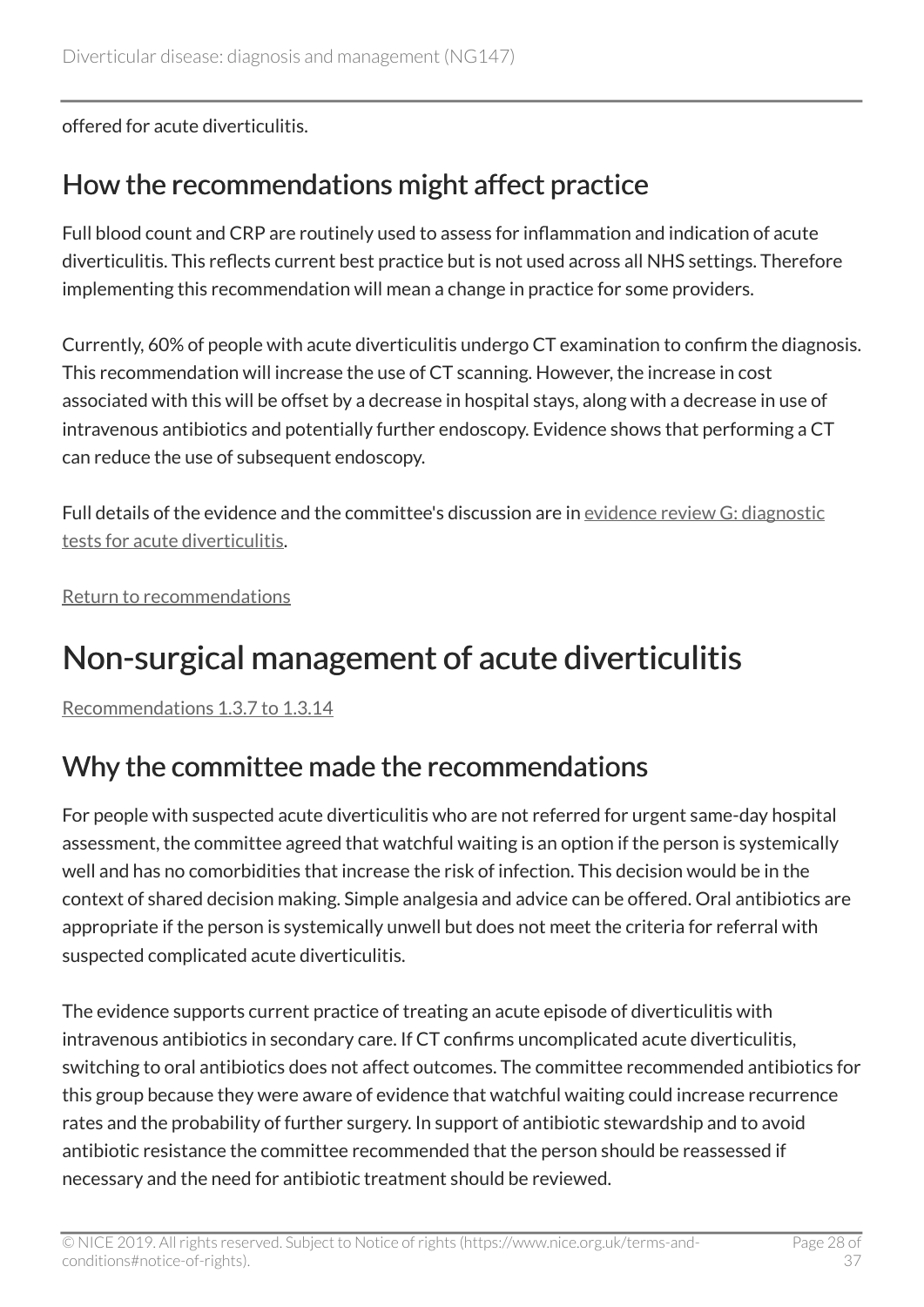offered for acute diverticulitis.

## How the recommendations might affect practice

Full blood count and CRP are routinely used to assess for inflammation and indication of acute diverticulitis. This reflects current best practice but is not used across all NHS settings. Therefore implementing this recommendation will mean a change in practice for some providers.

Currently, 60% of people with acute diverticulitis undergo CT examination to confirm the diagnosis. This recommendation will increase the use of CT scanning. However, the increase in cost associated with this will be offset by a decrease in hospital stays, along with a decrease in use of intravenous antibiotics and potentially further endoscopy. Evidence shows that performing a CT can reduce the use of subsequent endoscopy.

Full details of the evidence and the committee's discussion are in evidence review G: diagnostic tests for acute diverticulitis.

Return to recommendations

# Non-surgical management of acute diverticulitis

Recommendations 1.3.7 to 1.3.14

## Why the committee made the recommendations

For people with suspected acute diverticulitis who are not referred for urgent same-day hospital assessment, the committee agreed that watchful waiting is an option if the person is systemically well and has no comorbidities that increase the risk of infection. This decision would be in the context of shared decision making. Simple analgesia and advice can be offered. Oral antibiotics are appropriate if the person is systemically unwell but does not meet the criteria for referral with suspected complicated acute diverticulitis.

The evidence supports current practice of treating an acute episode of diverticulitis with intravenous antibiotics in secondary care. If CT confirms uncomplicated acute diverticulitis, switching to oral antibiotics does not affect outcomes. The committee recommended antibiotics for this group because they were aware of evidence that watchful waiting could increase recurrence rates and the probability of further surgery. In support of antibiotic stewardship and to avoid antibiotic resistance the committee recommended that the person should be reassessed if necessary and the need for antibiotic treatment should be reviewed.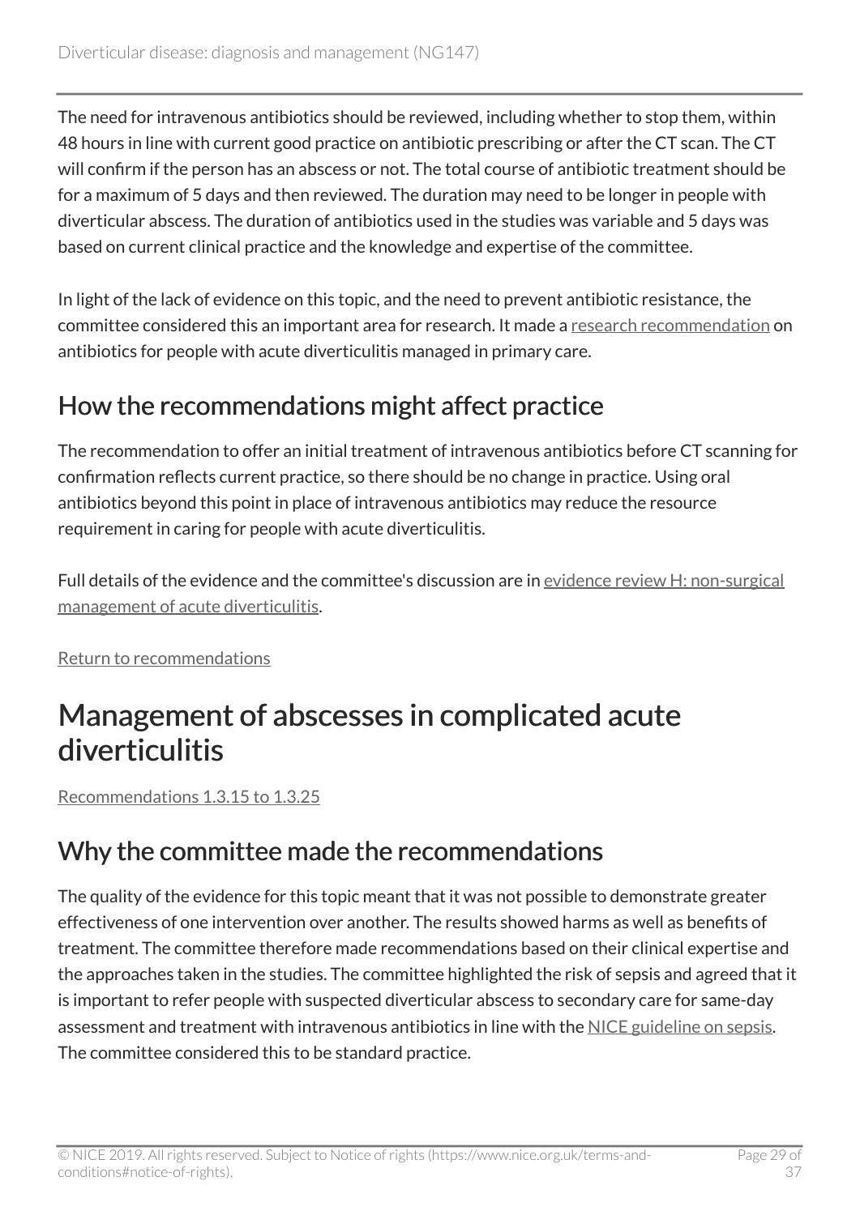The need for intravenous antibiotics should be reviewed, including whether to stop them, within 48 hours in line with current good practice on antibiotic prescribing or after the CT scan. The CT will confirm if the person has an abscess or not. The total course of antibiotic treatment should be for a maximum of 5 days and then reviewed. The duration may need to be longer in people with diverticular abscess. The duration of antibiotics used in the studies was variable and 5 days was based on current clinical practice and the knowledge and expertise of the committee.

In light of the lack of evidence on this topic, and the need to prevent antibiotic resistance, the committee considered this an important area for research. It made a research recommendation on antibiotics for people with acute diverticulitis managed in primary care.

## How the recommendations might affect practice

The recommendation to offer an initial treatment of intravenous antibiotics before CT scanning for confirmation reflects current practice, so there should be no change in practice. Using oral antibiotics beyond this point in place of intravenous antibiotics may reduce the resource requirement in caring for people with acute diverticulitis.

Full details of the evidence and the committee's discussion are in evidence review H: non-surgical management of acute diverticulitis.

Return to recommendations

# Management of abscesses in complicated acute diverticulitis

Recommendations 1.3.15 to 1.3.25

## Why the committee made the recommendations

The quality of the evidence for this topic meant that it was not possible to demonstrate greater effectiveness of one intervention over another. The results showed harms as well as benefits of treatment. The committee therefore made recommendations based on their clinical expertise and the approaches taken in the studies. The committee highlighted the risk of sepsis and agreed that it is important to refer people with suspected diverticular abscess to secondary care for same-day assessment and treatment with intravenous antibiotics in line with the NICE guideline on sepsis. The committee considered this to be standard practice.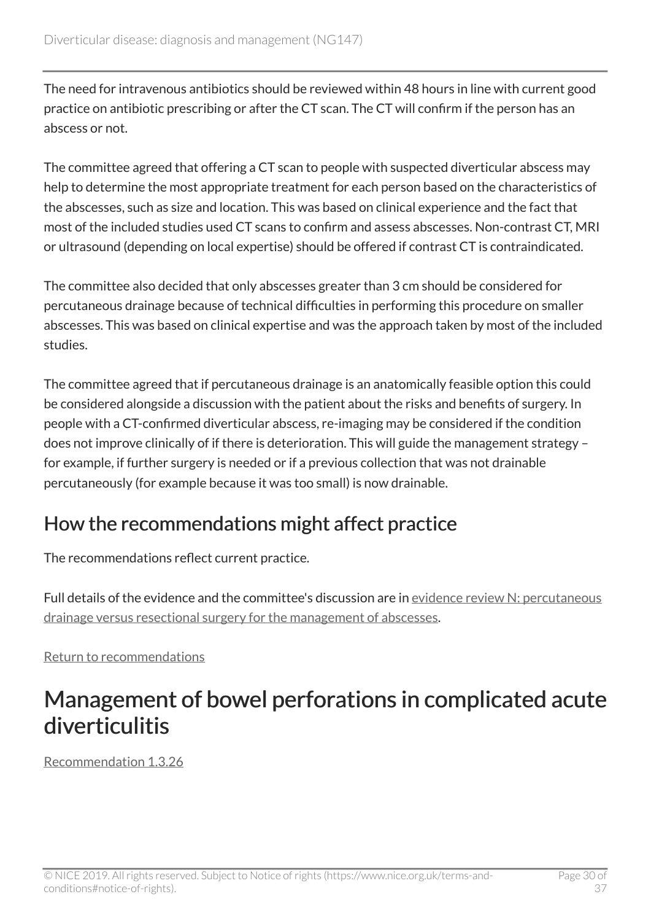The need for intravenous antibiotics should be reviewed within 48 hours in line with current good practice on antibiotic prescribing or after the CT scan. The CT will confirm if the person has an abscess or not.

The committee agreed that offering a CT scan to people with suspected diverticular abscess may help to determine the most appropriate treatment for each person based on the characteristics of the abscesses, such as size and location. This was based on clinical experience and the fact that most of the included studies used CT scans to confirm and assess abscesses. Non-contrast CT, MRI or ultrasound (depending on local expertise) should be offered if contrast CT is contraindicated.

The committee also decided that only abscesses greater than 3 cm should be considered for percutaneous drainage because of technical difficulties in performing this procedure on smaller abscesses. This was based on clinical expertise and was the approach taken by most of the included studies.

The committee agreed that if percutaneous drainage is an anatomically feasible option this could be considered alongside a discussion with the patient about the risks and benefits of surgery. In people with a CT-confirmed diverticular abscess, re-imaging may be considered if the condition does not improve clinically of if there is deterioration. This will guide the management strategy – for example, if further surgery is needed or if a previous collection that was not drainable percutaneously (for example because it was too small) is now drainable.

## How the recommendations might affect practice

The recommendations reflect current practice.

Full details of the evidence and the committee's discussion are in evidence review N: percutaneous drainage versus resectional surgery for the management of abscesses.

Return to recommendations

# Management of bowel perforations in complicated acute diverticulitis

Recommendation 1.3.26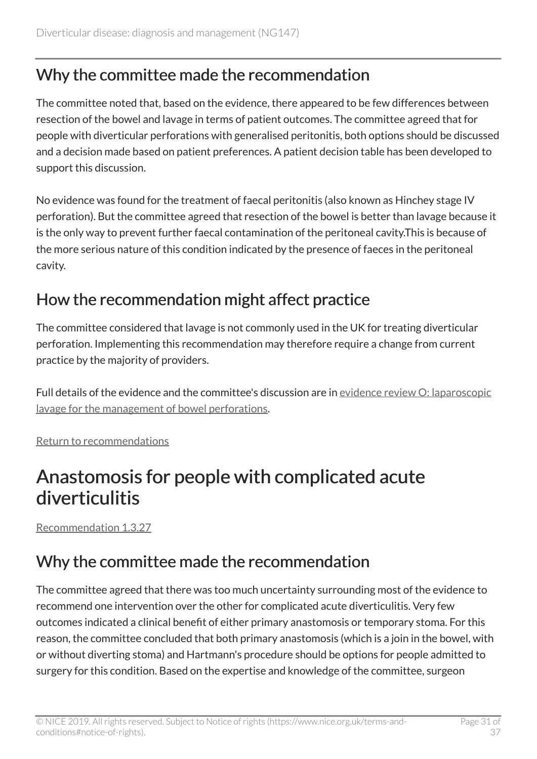## Why the committee made the recommendation

The committee noted that, based on the evidence, there appeared to be few differences between resection of the bowel and lavage in terms of patient outcomes. The committee agreed that for people with diverticular perforations with generalised peritonitis, both options should be discussed and a decision made based on patient preferences. A patient decision table has been developed to support this discussion.

No evidence was found for the treatment of faecal peritonitis (also known as Hinchey stage IV perforation). But the committee agreed that resection of the bowel is better than lavage because it is the only way to prevent further faecal contamination of the peritoneal cavity.This is because of the more serious nature of this condition indicated by the presence of faeces in the peritoneal cavity.

## How the recommendation might affect practice

The committee considered that lavage is not commonly used in the UK for treating diverticular perforation. Implementing this recommendation may therefore require a change from current practice by the majority of providers.

Full details of the evidence and the committee's discussion are in evidence review O: laparoscopic lavage for the management of bowel perforations.

Return to recommendations

# Anastomosis for people with complicated acute diverticulitis

Recommendation 1.3.27

## Why the committee made the recommendation

The committee agreed that there was too much uncertainty surrounding most of the evidence to recommend one intervention over the other for complicated acute diverticulitis. Very few outcomes indicated a clinical benefit of either primary anastomosis or temporary stoma. For this reason, the committee concluded that both primary anastomosis (which is a join in the bowel, with or without diverting stoma) and Hartmann's procedure should be options for people admitted to surgery for this condition. Based on the expertise and knowledge of the committee, surgeon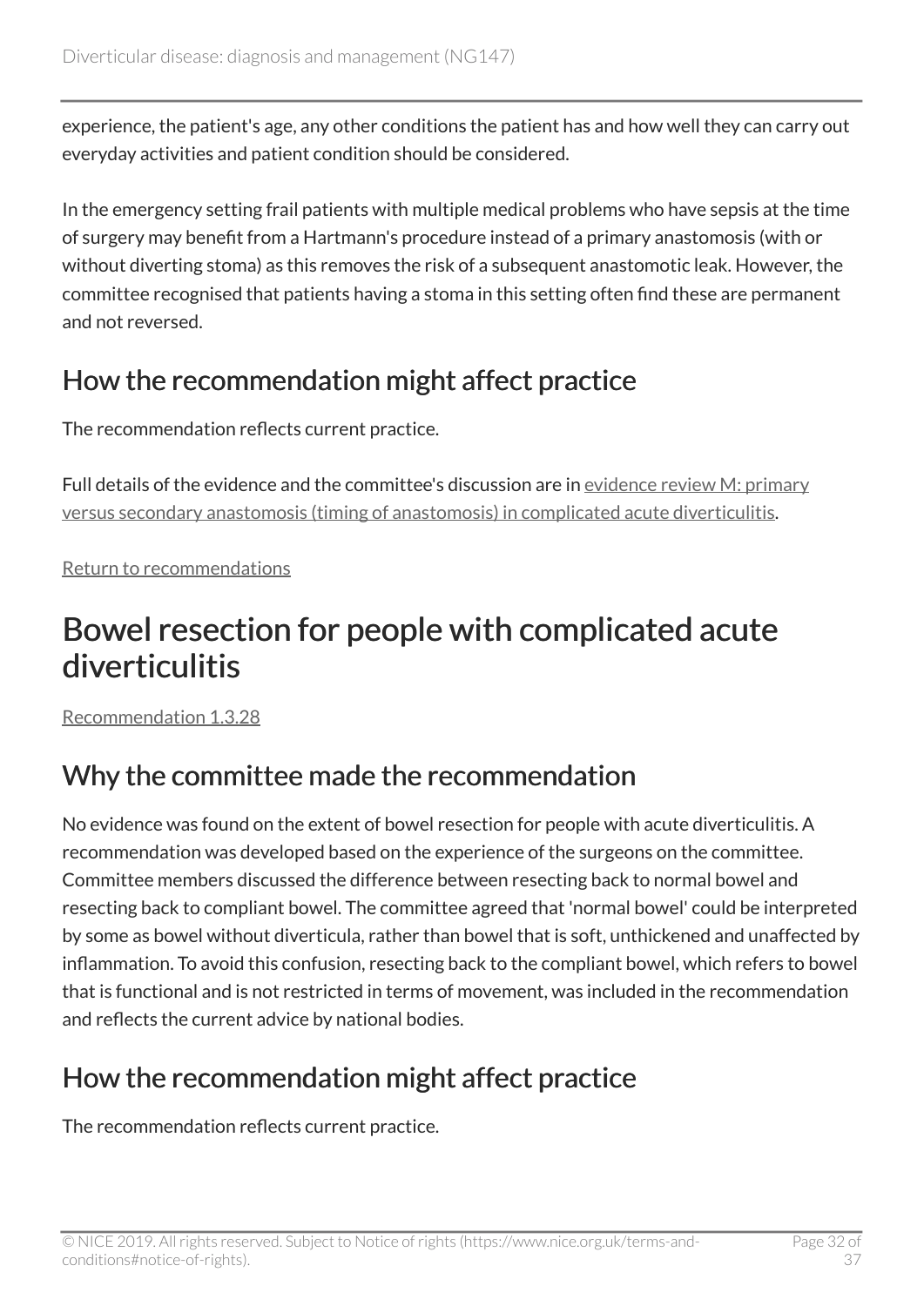experience, the patient's age, any other conditions the patient has and how well they can carry out everyday activities and patient condition should be considered.

In the emergency setting frail patients with multiple medical problems who have sepsis at the time of surgery may benefit from a Hartmann's procedure instead of a primary anastomosis (with or without diverting stoma) as this removes the risk of a subsequent anastomotic leak. However, the committee recognised that patients having a stoma in this setting often find these are permanent and not reversed.

## How the recommendation might affect practice

The recommendation reflects current practice.

Full details of the evidence and the committee's discussion are in evidence review M: primary versus secondary anastomosis (timing of anastomosis) in complicated acute diverticulitis.

Return to recommendations

# Bowel resection for people with complicated acute diverticulitis

Recommendation 1.3.28

## Why the committee made the recommendation

No evidence was found on the extent of bowel resection for people with acute diverticulitis. A recommendation was developed based on the experience of the surgeons on the committee. Committee members discussed the difference between resecting back to normal bowel and resecting back to compliant bowel. The committee agreed that 'normal bowel' could be interpreted by some as bowel without diverticula, rather than bowel that is soft, unthickened and unaffected by inflammation. To avoid this confusion, resecting back to the compliant bowel, which refers to bowel that is functional and is not restricted in terms of movement, was included in the recommendation and reflects the current advice by national bodies.

## How the recommendation might affect practice

The recommendation reflects current practice.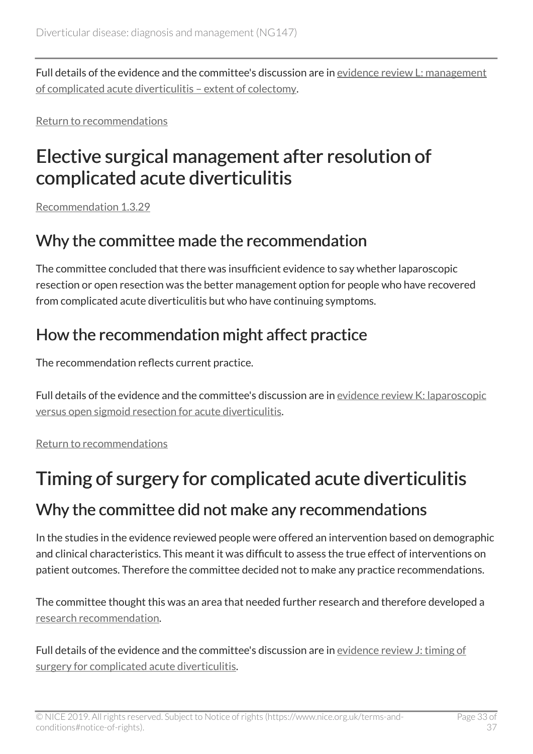Full details of the evidence and the committee's discussion are in evidence review L: management of complicated acute diverticulitis – extent of colectomy.

Return to recommendations

# Elective surgical management after resolution of complicated acute diverticulitis

Recommendation 1.3.29

## Why the committee made the recommendation

The committee concluded that there was insufficient evidence to say whether laparoscopic resection or open resection was the better management option for people who have recovered from complicated acute diverticulitis but who have continuing symptoms.

## How the recommendation might affect practice

The recommendation reflects current practice.

Full details of the evidence and the committee's discussion are in evidence review K: laparoscopic versus open sigmoid resection for acute diverticulitis.

Return to recommendations

# Timing of surgery for complicated acute diverticulitis

## Why the committee did not make any recommendations

In the studies in the evidence reviewed people were offered an intervention based on demographic and clinical characteristics. This meant it was difficult to assess the true effect of interventions on patient outcomes. Therefore the committee decided not to make any practice recommendations.

The committee thought this was an area that needed further research and therefore developed a research recommendation.

Full details of the evidence and the committee's discussion are in evidence review J: timing of surgery for complicated acute diverticulitis.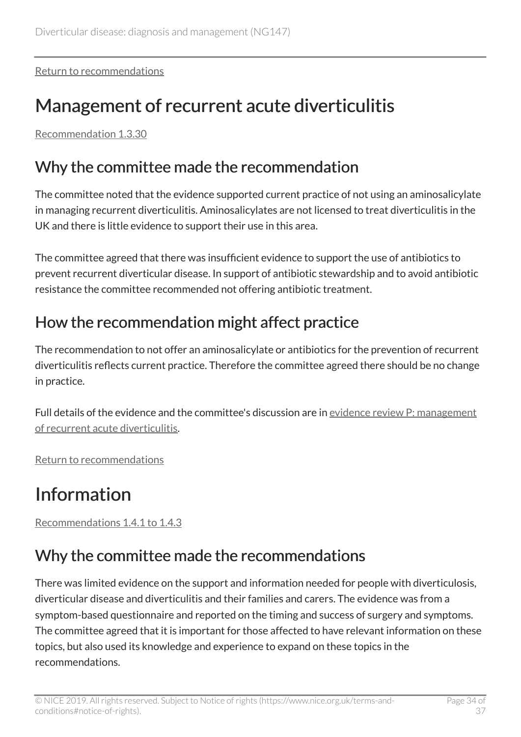Return to recommendations

# Management of recurrent acute diverticulitis

Recommendation 1.3.30

## Why the committee made the recommendation

The committee noted that the evidence supported current practice of not using an aminosalicylate in managing recurrent diverticulitis. Aminosalicylates are not licensed to treat diverticulitis in the UK and there is little evidence to support their use in this area.

The committee agreed that there was insufficient evidence to support the use of antibiotics to prevent recurrent diverticular disease. In support of antibiotic stewardship and to avoid antibiotic resistance the committee recommended not offering antibiotic treatment.

## How the recommendation might affect practice

The recommendation to not offer an aminosalicylate or antibiotics for the prevention of recurrent diverticulitis reflects current practice. Therefore the committee agreed there should be no change in practice.

Full details of the evidence and the committee's discussion are in evidence review P: management of recurrent acute diverticulitis.

Return to recommendations

# Information

Recommendations 1.4.1 to 1.4.3

## Why the committee made the recommendations

There was limited evidence on the support and information needed for people with diverticulosis, diverticular disease and diverticulitis and their families and carers. The evidence was from a symptom-based questionnaire and reported on the timing and success of surgery and symptoms. The committee agreed that it is important for those affected to have relevant information on these topics, but also used its knowledge and experience to expand on these topics in the recommendations.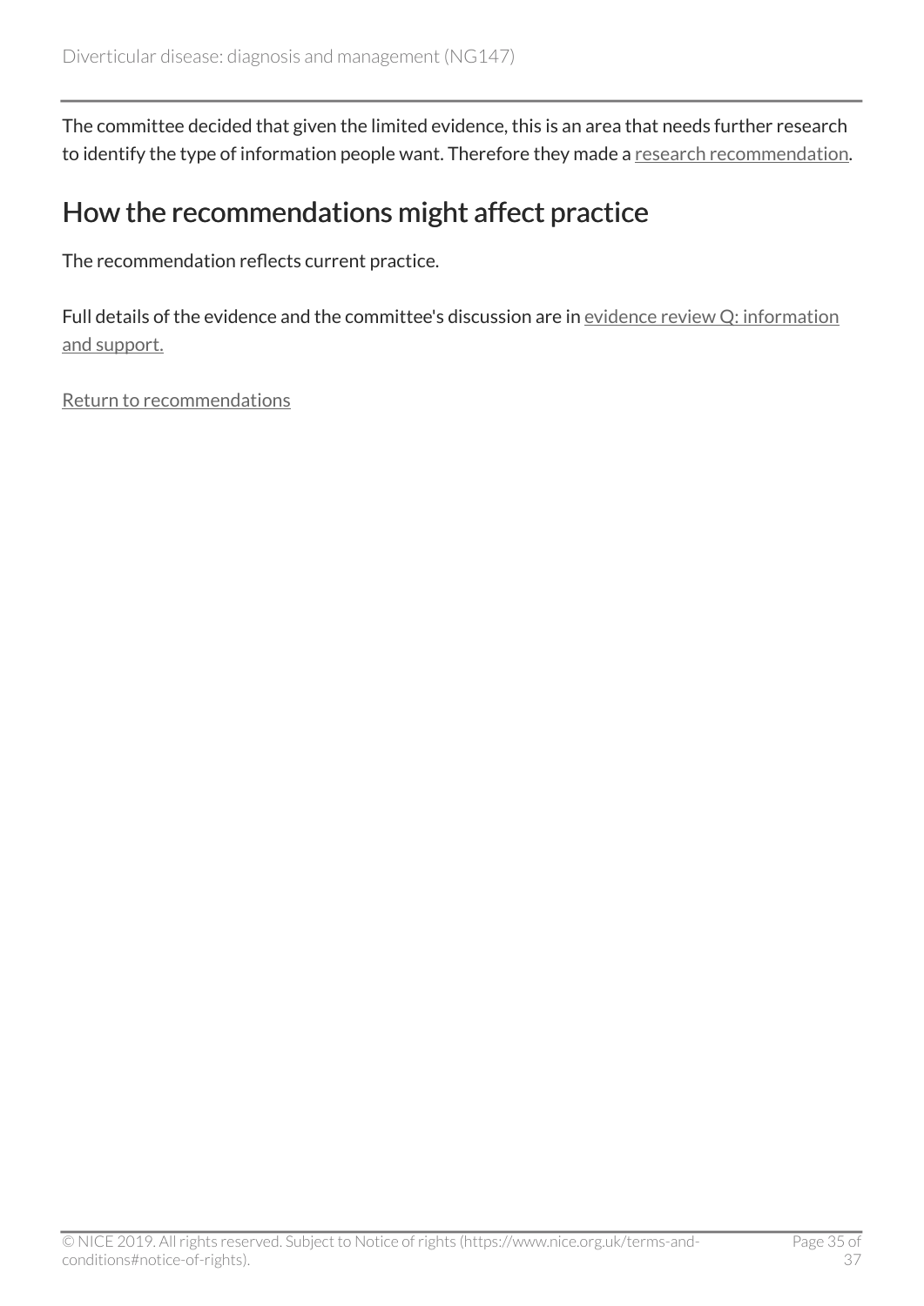The committee decided that given the limited evidence, this is an area that needs further research to identify the type of information people want. Therefore they made a research recommendation.

## How the recommendations might affect practice

The recommendation reflects current practice.

Full details of the evidence and the committee's discussion are in evidence review Q: information and support.

Return to recommendations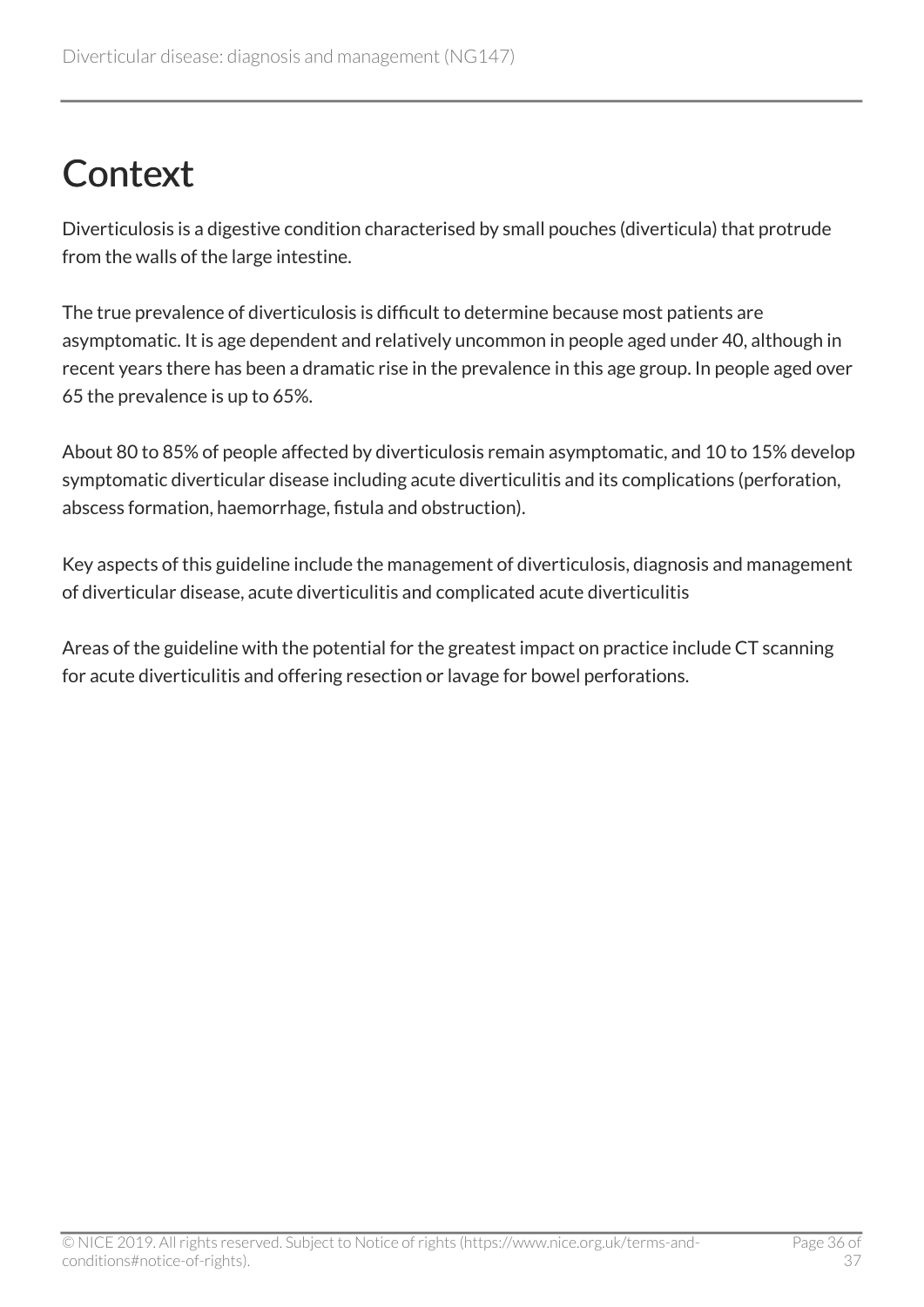# Context

Diverticulosis is a digestive condition characterised by small pouches (diverticula) that protrude from the walls of the large intestine.

The true prevalence of diverticulosis is difficult to determine because most patients are asymptomatic. It is age dependent and relatively uncommon in people aged under 40, although in recent years there has been a dramatic rise in the prevalence in this age group. In people aged over 65 the prevalence is up to 65%.

About 80 to 85% of people affected by diverticulosis remain asymptomatic, and 10 to 15% develop symptomatic diverticular disease including acute diverticulitis and its complications (perforation, abscess formation, haemorrhage, fistula and obstruction).

Key aspects of this guideline include the management of diverticulosis, diagnosis and management of diverticular disease, acute diverticulitis and complicated acute diverticulitis

Areas of the guideline with the potential for the greatest impact on practice include CT scanning for acute diverticulitis and offering resection or lavage for bowel perforations.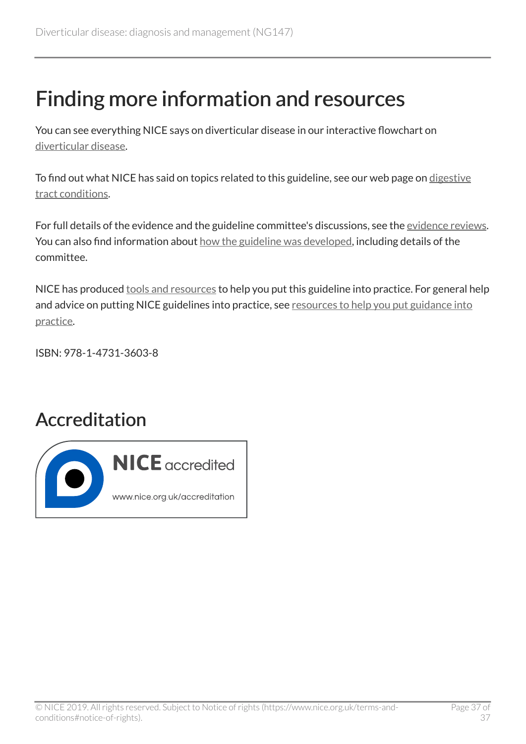# Finding more information and resources

You can see everything NICE says on diverticular disease in our interactive flowchart on diverticular disease.

To find out what NICE has said on topics related to this guideline, see our web page on digestive tract conditions.

For full details of the evidence and the guideline committee's discussions, see the evidence reviews. You can also find information about how the guideline was developed, including details of the committee.

NICE has produced tools and resources to help you put this guideline into practice. For general help and advice on putting NICE guidelines into practice, see resources to help you put guidance into practice.

ISBN: 978-1-4731-3603-8

## Accreditation

NICE accredited

www.nice.org.uk/accreditation